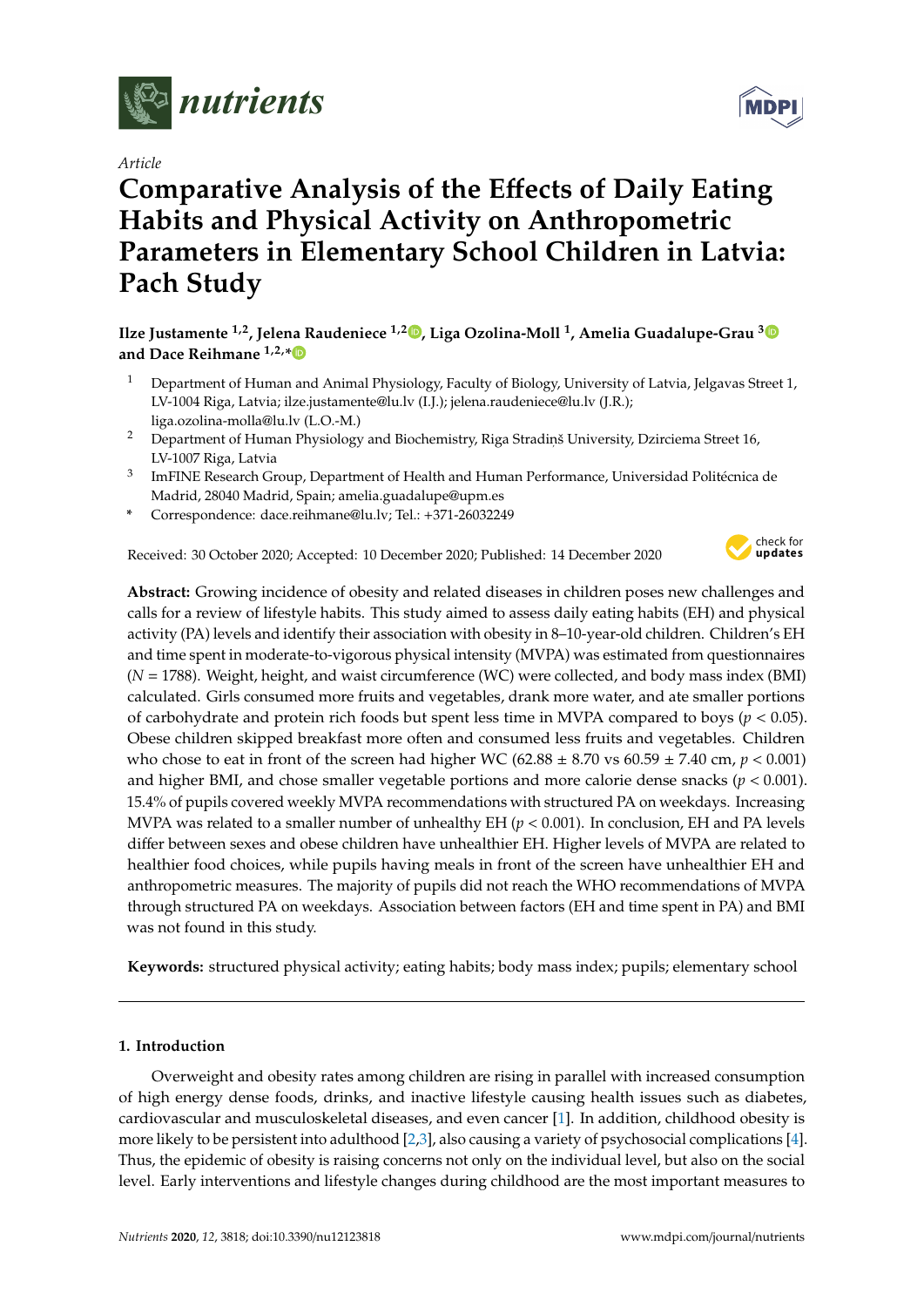*Article*

# Comparative Analysis of the Effects of Daily Eating Habits and Physical Activity on Anthropometric Parameters in Elementary School Children in Latvia: Pach Study

**Ilze Justamente [1,2], Jelena Raudeniece [1,2], Liga Ozolina-Moll [1], Amelia Guadalupe-Grau [3] and Dace Reihmane [1,2,*]**

1. Department of Human and Animal Physiology, Faculty of Biology, University of Latvia, Jelgavas Street 1, LV-1004 Riga, Latvia; ilze.justamente@lu.lv (I.J.); jelena.raudeniece@lu.lv (J.R.); liga.ozolina-molla@lu.lv (L.O.-M.)
2. Department of Human Physiology and Biochemistry, Riga Stradiņš University, Dzirciema Street 16, LV-1007 Riga, Latvia
3. ImFINE Research Group, Department of Health and Human Performance, Universidad Politécnica de Madrid, 28040 Madrid, Spain; amelia.guadalupe@upm.es

\* Correspondence: dace.reihmane@lu.lv; Tel.: +371-26032249

Received: 30 October 2020; Accepted: 10 December 2020; Published: 14 December 2020

**Abstract:** Growing incidence of obesity and related diseases in children poses new challenges and calls for a review of lifestyle habits. This study aimed to assess daily eating habits (EH) and physical activity (PA) levels and identify their association with obesity in 8–10-year-old children. Children's EH and time spent in moderate-to-vigorous physical intensity (MVPA) was estimated from questionnaires ($N = 1788$). Weight, height, and waist circumference (WC) were collected, and body mass index (BMI) calculated. Girls consumed more fruits and vegetables, drank more water, and ate smaller portions of carbohydrate and protein rich foods but spent less time in MVPA compared to boys ($p < 0.05$). Obese children skipped breakfast more often and consumed less fruits and vegetables. Children who chose to eat in front of the screen had higher WC ($62.88 \pm 8.70$ vs $60.59 \pm 7.40$ cm, $p < 0.001$) and higher BMI, and chose smaller vegetable portions and more calorie dense snacks ($p < 0.001$). 15.4% of pupils covered weekly MVPA recommendations with structured PA on weekdays. Increasing MVPA was related to a smaller number of unhealthy EH ($p < 0.001$). In conclusion, EH and PA levels differ between sexes and obese children have unhealthier EH. Higher levels of MVPA are related to healthier food choices, while pupils having meals in front of the screen have unhealthier EH and anthropometric measures. The majority of pupils did not reach the WHO recommendations of MVPA through structured PA on weekdays. Association between factors (EH and time spent in PA) and BMI was not found in this study.

**Keywords:** structured physical activity; eating habits; body mass index; pupils; elementary school

## 1. Introduction

Overweight and obesity rates among children are rising in parallel with increased consumption of high energy dense foods, drinks, and inactive lifestyle causing health issues such as diabetes, cardiovascular and musculoskeletal diseases, and even cancer [1]. In addition, childhood obesity is more likely to be persistent into adulthood [2,3], also causing a variety of psychosocial complications [4]. Thus, the epidemic of obesity is raising concerns not only on the individual level, but also on the social level. Early interventions and lifestyle changes during childhood are the most important measures to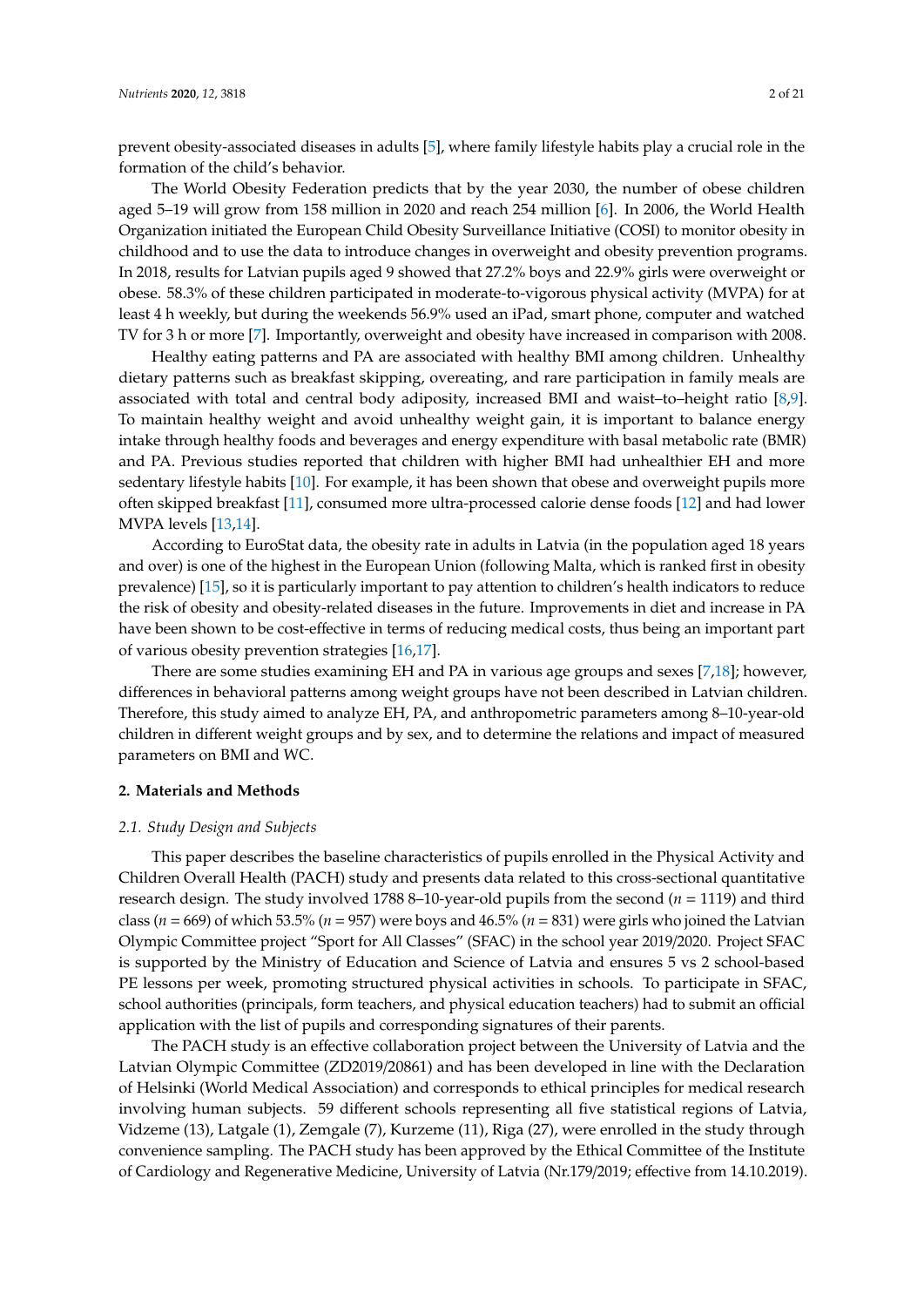prevent obesity-associated diseases in adults [5], where family lifestyle habits play a crucial role in the formation of the child's behavior.

The World Obesity Federation predicts that by the year 2030, the number of obese children aged 5–19 will grow from 158 million in 2020 and reach 254 million [6]. In 2006, the World Health Organization initiated the European Child Obesity Surveillance Initiative (COSI) to monitor obesity in childhood and to use the data to introduce changes in overweight and obesity prevention programs. In 2018, results for Latvian pupils aged 9 showed that 27.2% boys and 22.9% girls were overweight or obese. 58.3% of these children participated in moderate-to-vigorous physical activity (MVPA) for at least 4 h weekly, but during the weekends 56.9% used an iPad, smart phone, computer and watched TV for 3 h or more [7]. Importantly, overweight and obesity have increased in comparison with 2008.

Healthy eating patterns and PA are associated with healthy BMI among children. Unhealthy dietary patterns such as breakfast skipping, overeating, and rare participation in family meals are associated with total and central body adiposity, increased BMI and waist–to–height ratio [8,9]. To maintain healthy weight and avoid unhealthy weight gain, it is important to balance energy intake through healthy foods and beverages and energy expenditure with basal metabolic rate (BMR) and PA. Previous studies reported that children with higher BMI had unhealthier EH and more sedentary lifestyle habits [10]. For example, it has been shown that obese and overweight pupils more often skipped breakfast [11], consumed more ultra-processed calorie dense foods [12] and had lower MVPA levels [13,14].

According to EuroStat data, the obesity rate in adults in Latvia (in the population aged 18 years and over) is one of the highest in the European Union (following Malta, which is ranked first in obesity prevalence) [15], so it is particularly important to pay attention to children's health indicators to reduce the risk of obesity and obesity-related diseases in the future. Improvements in diet and increase in PA have been shown to be cost-effective in terms of reducing medical costs, thus being an important part of various obesity prevention strategies [16,17].

There are some studies examining EH and PA in various age groups and sexes [7,18]; however, differences in behavioral patterns among weight groups have not been described in Latvian children. Therefore, this study aimed to analyze EH, PA, and anthropometric parameters among 8–10-year-old children in different weight groups and by sex, and to determine the relations and impact of measured parameters on BMI and WC.

## 2. Materials and Methods

### 2.1. Study Design and Subjects

This paper describes the baseline characteristics of pupils enrolled in the Physical Activity and Children Overall Health (PACH) study and presents data related to this cross-sectional quantitative research design. The study involved 1788 8–10-year-old pupils from the second ($n$ = 1119) and third class ($n$ = 669) of which 53.5% ($n$ = 957) were boys and 46.5% ($n$ = 831) were girls who joined the Latvian Olympic Committee project "Sport for All Classes" (SFAC) in the school year 2019/2020. Project SFAC is supported by the Ministry of Education and Science of Latvia and ensures 5 vs 2 school-based PE lessons per week, promoting structured physical activities in schools. To participate in SFAC, school authorities (principals, form teachers, and physical education teachers) had to submit an official application with the list of pupils and corresponding signatures of their parents.

The PACH study is an effective collaboration project between the University of Latvia and the Latvian Olympic Committee (ZD2019/20861) and has been developed in line with the Declaration of Helsinki (World Medical Association) and corresponds to ethical principles for medical research involving human subjects. 59 different schools representing all five statistical regions of Latvia, Vidzeme (13), Latgale (1), Zemgale (7), Kurzeme (11), Riga (27), were enrolled in the study through convenience sampling. The PACH study has been approved by the Ethical Committee of the Institute of Cardiology and Regenerative Medicine, University of Latvia (Nr.179/2019; effective from 14.10.2019).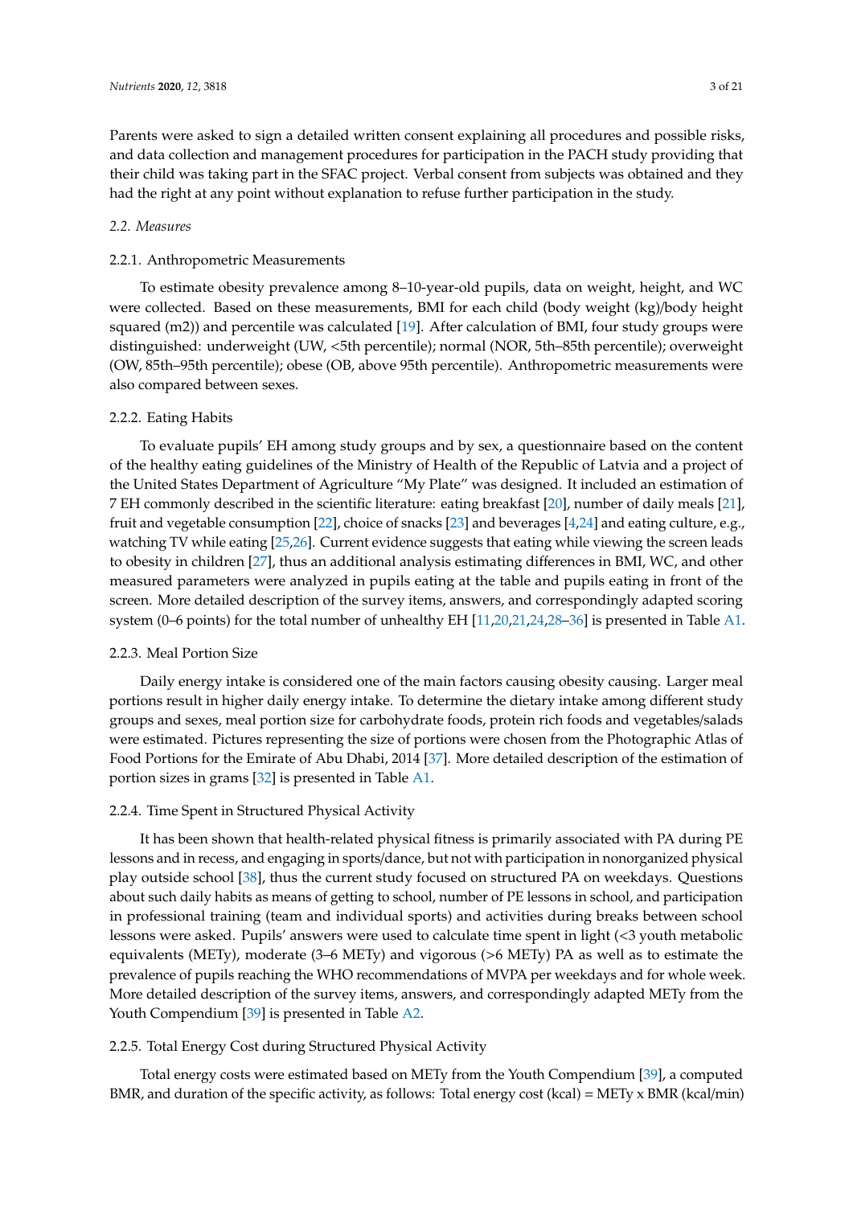Parents were asked to sign a detailed written consent explaining all procedures and possible risks, and data collection and management procedures for participation in the PACH study providing that their child was taking part in the SFAC project. Verbal consent from subjects was obtained and they had the right at any point without explanation to refuse further participation in the study.

### *2.2. Measures*

#### 2.2.1. Anthropometric Measurements

To estimate obesity prevalence among 8–10-year-old pupils, data on weight, height, and WC were collected. Based on these measurements, BMI for each child (body weight (kg)/body height squared (m2)) and percentile was calculated [19]. After calculation of BMI, four study groups were distinguished: underweight (UW, <5th percentile); normal (NOR, 5th–85th percentile); overweight (OW, 85th–95th percentile); obese (OB, above 95th percentile). Anthropometric measurements were also compared between sexes.

#### 2.2.2. Eating Habits

To evaluate pupils' EH among study groups and by sex, a questionnaire based on the content of the healthy eating guidelines of the Ministry of Health of the Republic of Latvia and a project of the United States Department of Agriculture "My Plate" was designed. It included an estimation of 7 EH commonly described in the scientific literature: eating breakfast [20], number of daily meals [21], fruit and vegetable consumption [22], choice of snacks [23] and beverages [4,24] and eating culture, e.g., watching TV while eating [25,26]. Current evidence suggests that eating while viewing the screen leads to obesity in children [27], thus an additional analysis estimating differences in BMI, WC, and other measured parameters were analyzed in pupils eating at the table and pupils eating in front of the screen. More detailed description of the survey items, answers, and correspondingly adapted scoring system (0–6 points) for the total number of unhealthy EH [11,20,21,24,28–36] is presented in Table A1.

#### 2.2.3. Meal Portion Size

Daily energy intake is considered one of the main factors causing obesity causing. Larger meal portions result in higher daily energy intake. To determine the dietary intake among different study groups and sexes, meal portion size for carbohydrate foods, protein rich foods and vegetables/salads were estimated. Pictures representing the size of portions were chosen from the Photographic Atlas of Food Portions for the Emirate of Abu Dhabi, 2014 [37]. More detailed description of the estimation of portion sizes in grams [32] is presented in Table A1.

#### 2.2.4. Time Spent in Structured Physical Activity

It has been shown that health-related physical fitness is primarily associated with PA during PE lessons and in recess, and engaging in sports/dance, but not with participation in nonorganized physical play outside school [38], thus the current study focused on structured PA on weekdays. Questions about such daily habits as means of getting to school, number of PE lessons in school, and participation in professional training (team and individual sports) and activities during breaks between school lessons were asked. Pupils' answers were used to calculate time spent in light (<3 youth metabolic equivalents (METy), moderate (3–6 METy) and vigorous (>6 METy) PA as well as to estimate the prevalence of pupils reaching the WHO recommendations of MVPA per weekdays and for whole week. More detailed description of the survey items, answers, and correspondingly adapted METy from the Youth Compendium [39] is presented in Table A2.

#### 2.2.5. Total Energy Cost during Structured Physical Activity

Total energy costs were estimated based on METy from the Youth Compendium [39], a computed BMR, and duration of the specific activity, as follows: Total energy cost (kcal) = METy x BMR (kcal/min)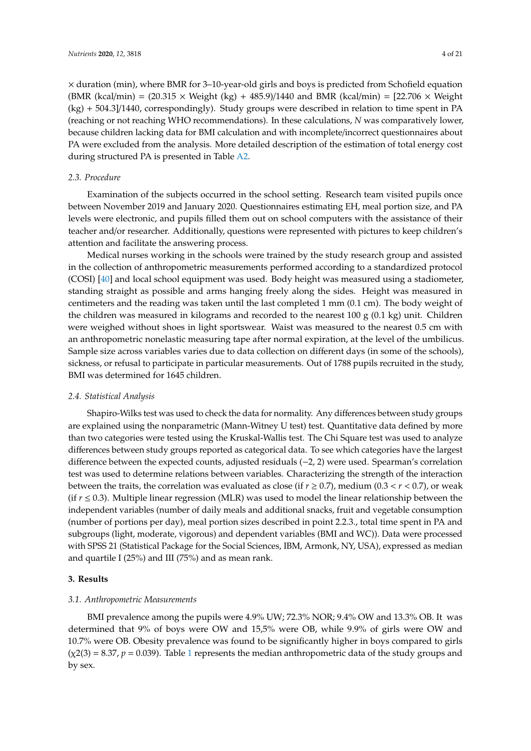× duration (min), where BMR for 3–10-year-old girls and boys is predicted from Schofield equation (BMR (kcal/min) = (20.315 × Weight (kg) + 485.9)/1440 and BMR (kcal/min) = [22.706 × Weight (kg) + 504.3]/1440, correspondingly). Study groups were described in relation to time spent in PA (reaching or not reaching WHO recommendations). In these calculations, *N* was comparatively lower, because children lacking data for BMI calculation and with incomplete/incorrect questionnaires about PA were excluded from the analysis. More detailed description of the estimation of total energy cost during structured PA is presented in Table A2.

### *2.3. Procedure*

Examination of the subjects occurred in the school setting. Research team visited pupils once between November 2019 and January 2020. Questionnaires estimating EH, meal portion size, and PA levels were electronic, and pupils filled them out on school computers with the assistance of their teacher and/or researcher. Additionally, questions were represented with pictures to keep children's attention and facilitate the answering process.

Medical nurses working in the schools were trained by the study research group and assisted in the collection of anthropometric measurements performed according to a standardized protocol (COSI) [40] and local school equipment was used. Body height was measured using a stadiometer, standing straight as possible and arms hanging freely along the sides. Height was measured in centimeters and the reading was taken until the last completed 1 mm (0.1 cm). The body weight of the children was measured in kilograms and recorded to the nearest 100 g (0.1 kg) unit. Children were weighed without shoes in light sportswear. Waist was measured to the nearest 0.5 cm with an anthropometric nonelastic measuring tape after normal expiration, at the level of the umbilicus. Sample size across variables varies due to data collection on different days (in some of the schools), sickness, or refusal to participate in particular measurements. Out of 1788 pupils recruited in the study, BMI was determined for 1645 children.

### *2.4. Statistical Analysis*

Shapiro-Wilks test was used to check the data for normality. Any differences between study groups are explained using the nonparametric (Mann-Witney U test) test. Quantitative data defined by more than two categories were tested using the Kruskal-Wallis test. The Chi Square test was used to analyze differences between study groups reported as categorical data. To see which categories have the largest difference between the expected counts, adjusted residuals (−2, 2) were used. Spearman's correlation test was used to determine relations between variables. Characterizing the strength of the interaction between the traits, the correlation was evaluated as close (if $r \geq 0.7$), medium ($0.3 < r < 0.7$), or weak (if $r \leq 0.3$). Multiple linear regression (MLR) was used to model the linear relationship between the independent variables (number of daily meals and additional snacks, fruit and vegetable consumption (number of portions per day), meal portion sizes described in point 2.2.3., total time spent in PA and subgroups (light, moderate, vigorous) and dependent variables (BMI and WC)). Data were processed with SPSS 21 (Statistical Package for the Social Sciences, IBM, Armonk, NY, USA), expressed as median and quartile I (25%) and III (75%) and as mean rank.

## **3. Results**

### *3.1. Anthropometric Measurements*

BMI prevalence among the pupils were 4.9% UW; 72.3% NOR; 9.4% OW and 13.3% OB. It was determined that 9% of boys were OW and 15,5% were OB, while 9.9% of girls were OW and 10.7% were OB. Obesity prevalence was found to be significantly higher in boys compared to girls ($\chi 2(3) = 8.37$, $p = 0.039$). Table 1 represents the median anthropometric data of the study groups and by sex.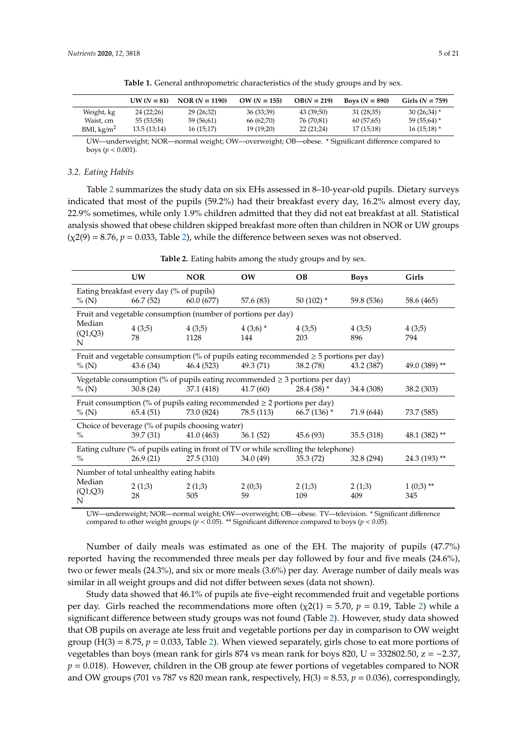**Table 1.** General anthropometric characteristics of the study groups and by sex.

|  | UW (N = 81) | NOR (N = 1190) | OW (N = 155) | OB(N = 219) | Boys (N = 890) | Girls (N = 759) |
|---|---|---|---|---|---|---|
| Weight, kg | 24 (22;26) | 29 (26;32) | 36 (33;39) | 43 (39;50) | 31 (28;35) | 30 (26;34) * |
| Waist, cm | 55 (53;58) | 59 (56;61) | 66 (62;70) | 76 (70;81) | 60 (57;65) | 59 (55;64) * |
| BMI, kg/m$^2$ | 13.5 (13;14) | 16 (15;17) | 19 (19;20) | 22 (21;24) | 17 (15;18) | 16 (15;18) * |

UW—underweight; NOR—normal weight; OW—overweight; OB—obese. * Significant difference compared to boys ($p < 0.001$).

### 3.2. Eating Habits

Table 2 summarizes the study data on six EHs assessed in 8–10-year-old pupils. Dietary surveys indicated that most of the pupils (59.2%) had their breakfast every day, 16.2% almost every day, 22.9% sometimes, while only 1.9% children admitted that they did not eat breakfast at all. Statistical analysis showed that obese children skipped breakfast more often than children in NOR or UW groups ($\chi2(9) = 8.76$, $p = 0.033$, Table 2), while the difference between sexes was not observed.

**Table 2.** Eating habits among the study groups and by sex.

|  | UW | NOR | OW | OB | Boys | Girls |
|---|---|---|---|---|---|---|
| Eating breakfast every day (% of pupils) | | | | | | |
| % (N) | 66.7 (52) | 60.0 (677) | 57.6 (83) | 50 (102) * | 59.8 (536) | 58.6 (465) |
| Fruit and vegetable consumption (number of portions per day) | | | | | | |
| Median (Q1;Q3) | 4 (3;5) | 4 (3;5) | 4 (3;6) * | 4 (3;5) | 4 (3;5) | 4 (3;5) |
| N | 78 | 1128 | 144 | 203 | 896 | 794 |
| Fruit and vegetable consumption (% of pupils eating recommended ≥ 5 portions per day) | | | | | | |
| % (N) | 43.6 (34) | 46.4 (523) | 49.3 (71) | 38.2 (78) | 43.2 (387) | 49.0 (389) ** |
| Vegetable consumption (% of pupils eating recommended ≥ 3 portions per day) | | | | | | |
| % (N) | 30.8 (24) | 37.1 (418) | 41.7 (60) | 28.4 (58) * | 34.4 (308) | 38.2 (303) |
| Fruit consumption (% of pupils eating recommended ≥ 2 portions per day) | | | | | | |
| % (N) | 65.4 (51) | 73.0 (824) | 78.5 (113) | 66.7 (136) * | 71.9 (644) | 73.7 (585) |
| Choice of beverage (% of pupils choosing water) | | | | | | |
| % | 39.7 (31) | 41.0 (463) | 36.1 (52) | 45.6 (93) | 35.5 (318) | 48.1 (382) ** |
| Eating culture (% of pupils eating in front of TV or while scrolling the telephone) | | | | | | |
| % | 26.9 (21) | 27.5 (310) | 34.0 (49) | 35.3 (72) | 32.8 (294) | 24.3 (193) ** |
| Number of total unhealthy eating habits | | | | | | |
| Median (Q1;Q3) | 2 (1;3) | 2 (1;3) | 2 (0;3) | 2 (1;3) | 2 (1;3) | 1 (0;3) ** |
| N | 28 | 505 | 59 | 109 | 409 | 345 |

UW—underweight; NOR—normal weight; OW—overweight; OB—obese. TV—television. * Significant difference compared to other weight groups ($p < 0.05$). ** Significant difference compared to boys ($p < 0.05$).

Number of daily meals was estimated as one of the EH. The majority of pupils (47.7%) reported having the recommended three meals per day followed by four and five meals (24.6%), two or fewer meals (24.3%), and six or more meals (3.6%) per day. Average number of daily meals was similar in all weight groups and did not differ between sexes (data not shown).

Study data showed that 46.1% of pupils ate five–eight recommended fruit and vegetable portions per day. Girls reached the recommendations more often ($\chi2(1) = 5.70$, $p = 0.19$, Table 2) while a significant difference between study groups was not found (Table 2). However, study data showed that OB pupils on average ate less fruit and vegetable portions per day in comparison to OW weight group ($H(3) = 8.75$, $p = 0.033$, Table 2). When viewed separately, girls chose to eat more portions of vegetables than boys (mean rank for girls 874 vs mean rank for boys 820, $U = 332802.50$, $z = -2.37$, $p = 0.018$). However, children in the OB group ate fewer portions of vegetables compared to NOR and OW groups (701 vs 787 vs 820 mean rank, respectively, $H(3) = 8.53$, $p = 0.036$), correspondingly,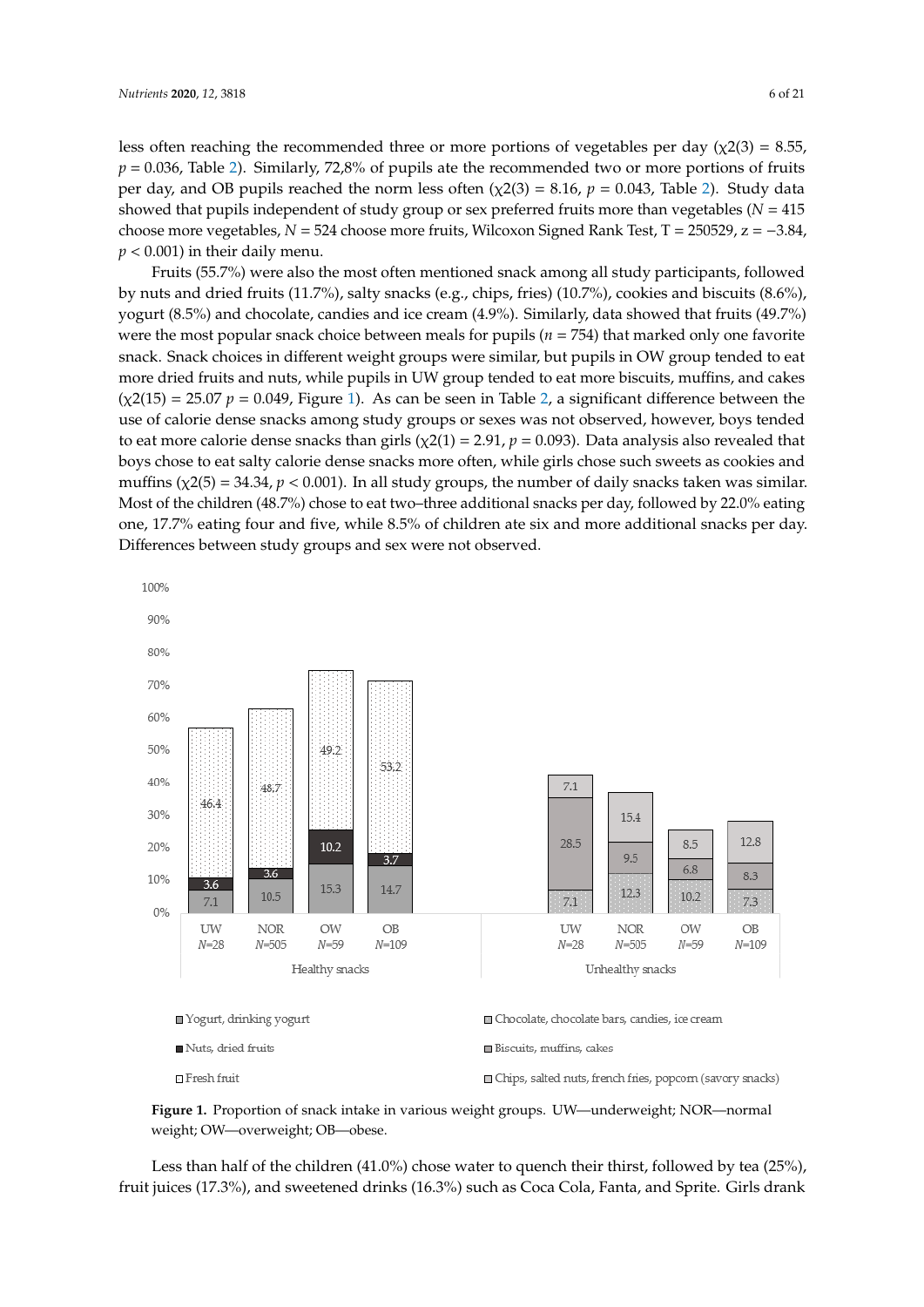less often reaching the recommended three or more portions of vegetables per day ($\chi^2(3) = 8.55$, $p = 0.036$, Table 2). Similarly, 72,8% of pupils ate the recommended two or more portions of fruits per day, and OB pupils reached the norm less often ($\chi^2(3) = 8.16$, $p = 0.043$, Table 2). Study data showed that pupils independent of study group or sex preferred fruits more than vegetables ($N = 415$ choose more vegetables, $N = 524$ choose more fruits, Wilcoxon Signed Rank Test, $T = 250529$, $z = -3.84$, $p < 0.001$) in their daily menu.

Fruits (55.7%) were also the most often mentioned snack among all study participants, followed by nuts and dried fruits (11.7%), salty snacks (e.g., chips, fries) (10.7%), cookies and biscuits (8.6%), yogurt (8.5%) and chocolate, candies and ice cream (4.9%). Similarly, data showed that fruits (49.7%) were the most popular snack choice between meals for pupils ($n = 754$) that marked only one favorite snack. Snack choices in different weight groups were similar, but pupils in OW group tended to eat more dried fruits and nuts, while pupils in UW group tended to eat more biscuits, muffins, and cakes ($\chi^2(15) = 25.07$ $p = 0.049$, Figure 1). As can be seen in Table 2, a significant difference between the use of calorie dense snacks among study groups or sexes was not observed, however, boys tended to eat more calorie dense snacks than girls ($\chi^2(1) = 2.91$, $p = 0.093$). Data analysis also revealed that boys chose to eat salty calorie dense snacks more often, while girls chose such sweets as cookies and muffins ($\chi^2(5) = 34.34$, $p < 0.001$). In all study groups, the number of daily snacks taken was similar. Most of the children (48.7%) chose to eat two–three additional snacks per day, followed by 22.0% eating one, 17.7% eating four and five, while 8.5% of children ate six and more additional snacks per day. Differences between study groups and sex were not observed.

**Figure 1.** Proportion of snack intake in various weight groups. UW—underweight; NOR—normal weight; OW—overweight; OB—obese.

Less than half of the children (41.0%) chose water to quench their thirst, followed by tea (25%), fruit juices (17.3%), and sweetened drinks (16.3%) such as Coca Cola, Fanta, and Sprite. Girls drank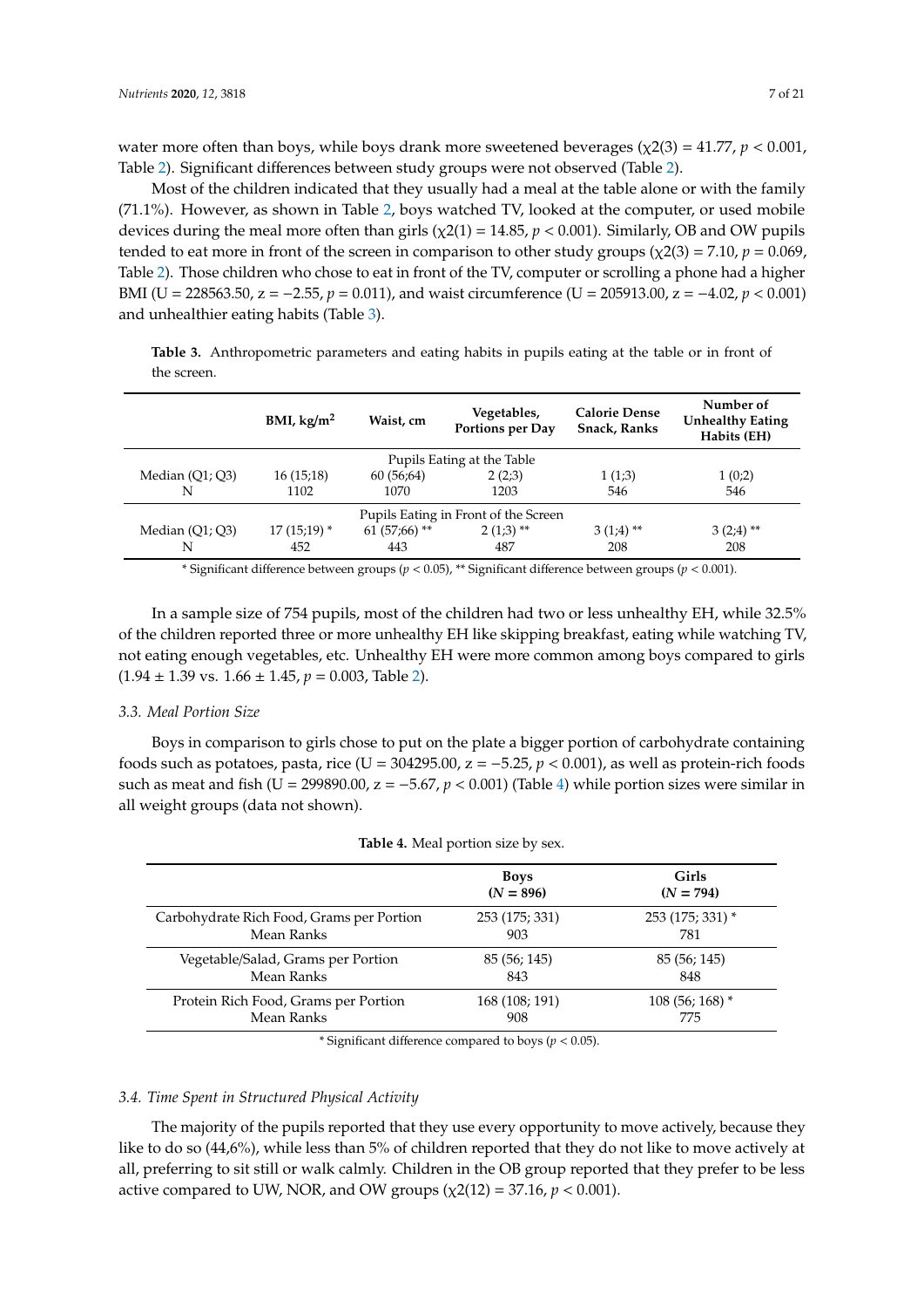water more often than boys, while boys drank more sweetened beverages ($\chi 2(3) = 41.77$, $p < 0.001$, Table 2). Significant differences between study groups were not observed (Table 2).

Most of the children indicated that they usually had a meal at the table alone or with the family (71.1%). However, as shown in Table 2, boys watched TV, looked at the computer, or used mobile devices during the meal more often than girls ($\chi 2(1) = 14.85$, $p < 0.001$). Similarly, OB and OW pupils tended to eat more in front of the screen in comparison to other study groups ($\chi 2(3) = 7.10$, $p = 0.069$, Table 2). Those children who chose to eat in front of the TV, computer or scrolling a phone had a higher BMI (U = 228563.50, z = −2.55, $p = 0.011$), and waist circumference (U = 205913.00, z = −4.02, $p < 0.001$) and unhealthier eating habits (Table 3).

**Table 3.** Anthropometric parameters and eating habits in pupils eating at the table or in front of the screen.

| | BMI, kg/m$^2$ | Waist, cm | Vegetables, Portions per Day | Calorie Dense Snack, Ranks | Number of Unhealthy Eating Habits (EH) |
|---|---|---|---|---|---|
| | | | Pupils Eating at the Table | | |
| Median (Q1; Q3) | 16 (15;18) | 60 (56;64) | 2 (2;3) | 1 (1;3) | 1 (0;2) |
| N | 1102 | 1070 | 1203 | 546 | 546 |
| | | | Pupils Eating in Front of the Screen | | |
| Median (Q1; Q3) | 17 (15;19) * | 61 (57;66) ** | 2 (1;3) ** | 3 (1;4) ** | 3 (2;4) ** |
| N | 452 | 443 | 487 | 208 | 208 |

\* Significant difference between groups ($p < 0.05$), ** Significant difference between groups ($p < 0.001$).

In a sample size of 754 pupils, most of the children had two or less unhealthy EH, while 32.5% of the children reported three or more unhealthy EH like skipping breakfast, eating while watching TV, not eating enough vegetables, etc. Unhealthy EH were more common among boys compared to girls (1.94 ± 1.39 vs. 1.66 ± 1.45, $p = 0.003$, Table 2).

### 3.3. Meal Portion Size

Boys in comparison to girls chose to put on the plate a bigger portion of carbohydrate containing foods such as potatoes, pasta, rice (U = 304295.00, z = −5.25, $p < 0.001$), as well as protein-rich foods such as meat and fish (U = 299890.00, z = −5.67, $p < 0.001$) (Table 4) while portion sizes were similar in all weight groups (data not shown).

**Table 4.** Meal portion size by sex.

| | Boys ($N = 896$) | Girls ($N = 794$) |
|---|---|---|
| Carbohydrate Rich Food, Grams per Portion | 253 (175; 331) | 253 (175; 331) * |
| Mean Ranks | 903 | 781 |
| Vegetable/Salad, Grams per Portion | 85 (56; 145) | 85 (56; 145) |
| Mean Ranks | 843 | 848 |
| Protein Rich Food, Grams per Portion | 168 (108; 191) | 108 (56; 168) * |
| Mean Ranks | 908 | 775 |

\* Significant difference compared to boys ($p < 0.05$).

### 3.4. Time Spent in Structured Physical Activity

The majority of the pupils reported that they use every opportunity to move actively, because they like to do so (44,6%), while less than 5% of children reported that they do not like to move actively at all, preferring to sit still or walk calmly. Children in the OB group reported that they prefer to be less active compared to UW, NOR, and OW groups ($\chi 2(12) = 37.16$, $p < 0.001$).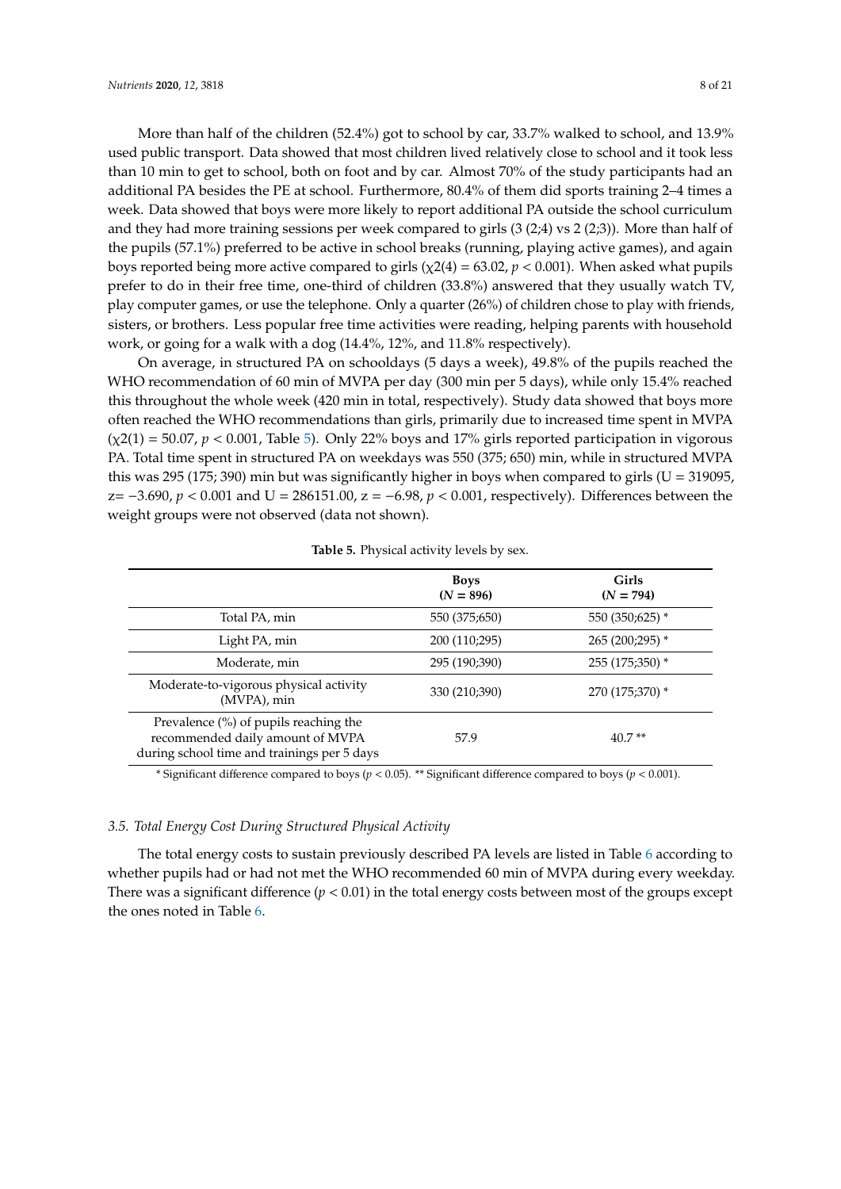More than half of the children (52.4%) got to school by car, 33.7% walked to school, and 13.9% used public transport. Data showed that most children lived relatively close to school and it took less than 10 min to get to school, both on foot and by car. Almost 70% of the study participants had an additional PA besides the PE at school. Furthermore, 80.4% of them did sports training 2–4 times a week. Data showed that boys were more likely to report additional PA outside the school curriculum and they had more training sessions per week compared to girls (3 (2;4) vs 2 (2;3)). More than half of the pupils (57.1%) preferred to be active in school breaks (running, playing active games), and again boys reported being more active compared to girls ($\chi2(4) = 63.02$, $p < 0.001$). When asked what pupils prefer to do in their free time, one-third of children (33.8%) answered that they usually watch TV, play computer games, or use the telephone. Only a quarter (26%) of children chose to play with friends, sisters, or brothers. Less popular free time activities were reading, helping parents with household work, or going for a walk with a dog (14.4%, 12%, and 11.8% respectively).

On average, in structured PA on schooldays (5 days a week), 49.8% of the pupils reached the WHO recommendation of 60 min of MVPA per day (300 min per 5 days), while only 15.4% reached this throughout the whole week (420 min in total, respectively). Study data showed that boys more often reached the WHO recommendations than girls, primarily due to increased time spent in MVPA ($\chi2(1) = 50.07$, $p < 0.001$, Table 5). Only 22% boys and 17% girls reported participation in vigorous PA. Total time spent in structured PA on weekdays was 550 (375; 650) min, while in structured MVPA this was 295 (175; 390) min but was significantly higher in boys when compared to girls ($U = 319095$, $z = -3.690$, $p < 0.001$ and $U = 286151.00$, $z = -6.98$, $p < 0.001$, respectively). Differences between the weight groups were not observed (data not shown).

**Table 5.** Physical activity levels by sex.

| | **Boys** (**$N$ = 896**) | **Girls** (**$N$ = 794**) |
|---|---|---|
| Total PA, min | 550 (375;650) | 550 (350;625) * |
| Light PA, min | 200 (110;295) | 265 (200;295) * |
| Moderate, min | 295 (190;390) | 255 (175;350) * |
| Moderate-to-vigorous physical activity (MVPA), min | 330 (210;390) | 270 (175;370) * |
| Prevalence (%) of pupils reaching the recommended daily amount of MVPA during school time and trainings per 5 days | 57.9 | 40.7 ** |

\* Significant difference compared to boys ($p < 0.05$). ** Significant difference compared to boys ($p < 0.001$).

### *3.5. Total Energy Cost During Structured Physical Activity*

The total energy costs to sustain previously described PA levels are listed in Table 6 according to whether pupils had or had not met the WHO recommended 60 min of MVPA during every weekday. There was a significant difference ($p < 0.01$) in the total energy costs between most of the groups except the ones noted in Table 6.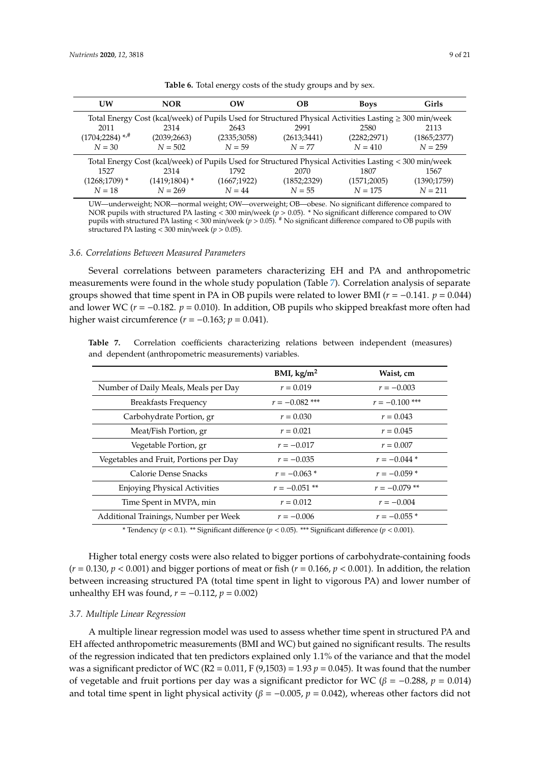**Table 6.** Total energy costs of the study groups and by sex.

| UW | NOR | OW | OB | Boys | Girls |
|---|---|---|---|---|---|
| Total Energy Cost (kcal/week) of Pupils Used for Structured Physical Activities Lasting ≥ 300 min/week | | | | | |
| 2011 | 2314 | 2643 | 2991 | 2580 | 2113 |
| (1704;2284) *,# | (2039;2663) | (2335;3058) | (2613;3441) | (2282;2971) | (1865;2377) |
| $N = 30$ | $N = 502$ | $N = 59$ | $N = 77$ | $N = 410$ | $N = 259$ |
| Total Energy Cost (kcal/week) of Pupils Used for Structured Physical Activities Lasting < 300 min/week | | | | | |
| 1527 | 2314 | 1792 | 2070 | 1807 | 1567 |
| (1268;1709) * | (1419;1804) * | (1667;1922) | (1852;2329) | (1571;2005) | (1390;1759) |
| $N = 18$ | $N = 269$ | $N = 44$ | $N = 55$ | $N = 175$ | $N = 211$ |

UW—underweight; NOR—normal weight; OW—overweight; OB—obese. No significant difference compared to NOR pupils with structured PA lasting < 300 min/week ($p > 0.05$). * No significant difference compared to OW pupils with structured PA lasting < 300 min/week ($p > 0.05$). # No significant difference compared to OB pupils with structured PA lasting < 300 min/week ($p > 0.05$).

### 3.6. Correlations Between Measured Parameters

Several correlations between parameters characterizing EH and PA and anthropometric measurements were found in the whole study population (Table 7). Correlation analysis of separate groups showed that time spent in PA in OB pupils were related to lower BMI ($r = -0.141$. $p = 0.044$) and lower WC ($r = -0.182$. $p = 0.010$). In addition, OB pupils who skipped breakfast more often had higher waist circumference ($r = -0.163$; $p = 0.041$).

**Table 7.** Correlation coefficients characterizing relations between independent (measures) and dependent (anthropometric measurements) variables.

| | BMI, kg/m$^2$ | Waist, cm |
|---|---|---|
| Number of Daily Meals, Meals per Day | $r = 0.019$ | $r = -0.003$ |
| Breakfasts Frequency | $r = -0.082$ *** | $r = -0.100$ *** |
| Carbohydrate Portion, gr | $r = 0.030$ | $r = 0.043$ |
| Meat/Fish Portion, gr | $r = 0.021$ | $r = 0.045$ |
| Vegetable Portion, gr | $r = -0.017$ | $r = 0.007$ |
| Vegetables and Fruit, Portions per Day | $r = -0.035$ | $r = -0.044$ * |
| Calorie Dense Snacks | $r = -0.063$ * | $r = -0.059$ * |
| Enjoying Physical Activities | $r = -0.051$ ** | $r = -0.079$ ** |
| Time Spent in MVPA, min | $r = 0.012$ | $r = -0.004$ |
| Additional Trainings, Number per Week | $r = -0.006$ | $r = -0.055$ * |

\* Tendency ($p < 0.1$). ** Significant difference ($p < 0.05$). *** Significant difference ($p < 0.001$).

Higher total energy costs were also related to bigger portions of carbohydrate-containing foods ($r = 0.130$, $p < 0.001$) and bigger portions of meat or fish ($r = 0.166$, $p < 0.001$). In addition, the relation between increasing structured PA (total time spent in light to vigorous PA) and lower number of unhealthy EH was found, $r = -0.112$, $p = 0.002$)

### 3.7. Multiple Linear Regression

A multiple linear regression model was used to assess whether time spent in structured PA and EH affected anthropometric measurements (BMI and WC) but gained no significant results. The results of the regression indicated that ten predictors explained only 1.1% of the variance and that the model was a significant predictor of WC ($R2 = 0.011$, $F (9,1503) = 1.93$ $p = 0.045$). It was found that the number of vegetable and fruit portions per day was a significant predictor for WC ($\beta = -0.288$, $p = 0.014$) and total time spent in light physical activity ($\beta = -0.005$, $p = 0.042$), whereas other factors did not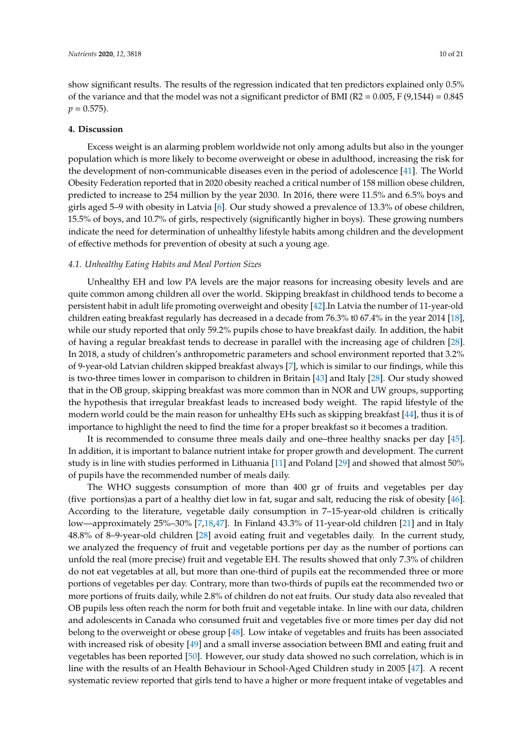show significant results. The results of the regression indicated that ten predictors explained only 0.5% of the variance and that the model was not a significant predictor of BMI ($R2 = 0.005$, $F (9,1544) = 0.845$ $p = 0.575$).

## 4. Discussion

Excess weight is an alarming problem worldwide not only among adults but also in the younger population which is more likely to become overweight or obese in adulthood, increasing the risk for the development of non-communicable diseases even in the period of adolescence [41]. The World Obesity Federation reported that in 2020 obesity reached a critical number of 158 million obese children, predicted to increase to 254 million by the year 2030. In 2016, there were 11.5% and 6.5% boys and girls aged 5–9 with obesity in Latvia [6]. Our study showed a prevalence of 13.3% of obese children, 15.5% of boys, and 10.7% of girls, respectively (significantly higher in boys). These growing numbers indicate the need for determination of unhealthy lifestyle habits among children and the development of effective methods for prevention of obesity at such a young age.

### *4.1. Unhealthy Eating Habits and Meal Portion Sizes*

Unhealthy EH and low PA levels are the major reasons for increasing obesity levels and are quite common among children all over the world. Skipping breakfast in childhood tends to become a persistent habit in adult life promoting overweight and obesity [42].In Latvia the number of 11-year-old children eating breakfast regularly has decreased in a decade from 76.3% t0 67.4% in the year 2014 [18], while our study reported that only 59.2% pupils chose to have breakfast daily. In addition, the habit of having a regular breakfast tends to decrease in parallel with the increasing age of children [28]. In 2018, a study of children's anthropometric parameters and school environment reported that 3.2% of 9-year-old Latvian children skipped breakfast always [7], which is similar to our findings, while this is two-three times lower in comparison to children in Britain [43] and Italy [28]. Our study showed that in the OB group, skipping breakfast was more common than in NOR and UW groups, supporting the hypothesis that irregular breakfast leads to increased body weight. The rapid lifestyle of the modern world could be the main reason for unhealthy EHs such as skipping breakfast [44], thus it is of importance to highlight the need to find the time for a proper breakfast so it becomes a tradition.

It is recommended to consume three meals daily and one–three healthy snacks per day [45]. In addition, it is important to balance nutrient intake for proper growth and development. The current study is in line with studies performed in Lithuania [11] and Poland [29] and showed that almost 50% of pupils have the recommended number of meals daily.

The WHO suggests consumption of more than 400 gr of fruits and vegetables per day (five portions)as a part of a healthy diet low in fat, sugar and salt, reducing the risk of obesity [46]. According to the literature, vegetable daily consumption in 7–15-year-old children is critically low—approximately 25%–30% [7,18,47]. In Finland 43.3% of 11-year-old children [21] and in Italy 48.8% of 8–9-year-old children [28] avoid eating fruit and vegetables daily. In the current study, we analyzed the frequency of fruit and vegetable portions per day as the number of portions can unfold the real (more precise) fruit and vegetable EH. The results showed that only 7.3% of children do not eat vegetables at all, but more than one-third of pupils eat the recommended three or more portions of vegetables per day. Contrary, more than two-thirds of pupils eat the recommended two or more portions of fruits daily, while 2.8% of children do not eat fruits. Our study data also revealed that OB pupils less often reach the norm for both fruit and vegetable intake. In line with our data, children and adolescents in Canada who consumed fruit and vegetables five or more times per day did not belong to the overweight or obese group [48]. Low intake of vegetables and fruits has been associated with increased risk of obesity [49] and a small inverse association between BMI and eating fruit and vegetables has been reported [50]. However, our study data showed no such correlation, which is in line with the results of an Health Behaviour in School-Aged Children study in 2005 [47]. A recent systematic review reported that girls tend to have a higher or more frequent intake of vegetables and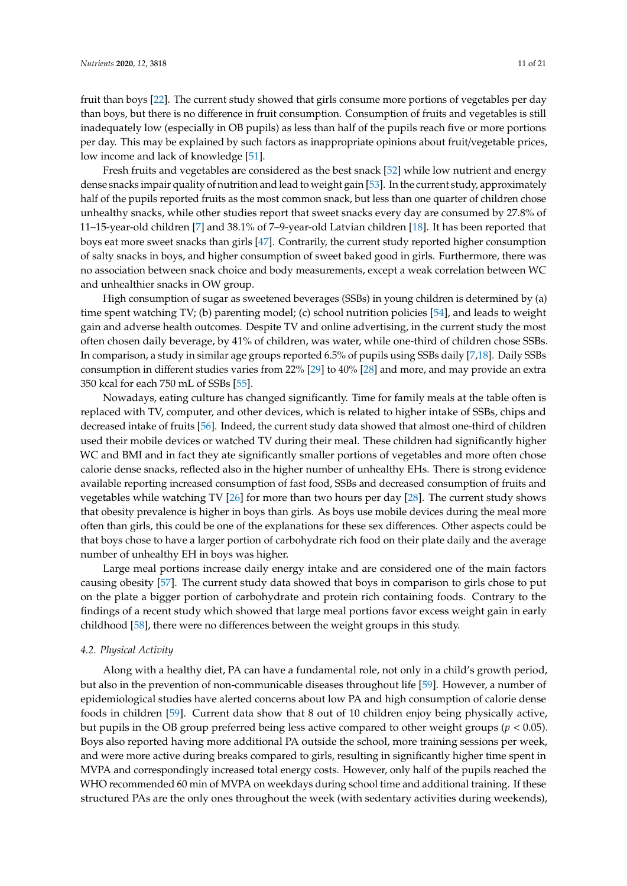fruit than boys [22]. The current study showed that girls consume more portions of vegetables per day than boys, but there is no difference in fruit consumption. Consumption of fruits and vegetables is still inadequately low (especially in OB pupils) as less than half of the pupils reach five or more portions per day. This may be explained by such factors as inappropriate opinions about fruit/vegetable prices, low income and lack of knowledge [51].

Fresh fruits and vegetables are considered as the best snack [52] while low nutrient and energy dense snacks impair quality of nutrition and lead to weight gain [53]. In the current study, approximately half of the pupils reported fruits as the most common snack, but less than one quarter of children chose unhealthy snacks, while other studies report that sweet snacks every day are consumed by 27.8% of 11–15-year-old children [7] and 38.1% of 7–9-year-old Latvian children [18]. It has been reported that boys eat more sweet snacks than girls [47]. Contrarily, the current study reported higher consumption of salty snacks in boys, and higher consumption of sweet baked good in girls. Furthermore, there was no association between snack choice and body measurements, except a weak correlation between WC and unhealthier snacks in OW group.

High consumption of sugar as sweetened beverages (SSBs) in young children is determined by (a) time spent watching TV; (b) parenting model; (c) school nutrition policies [54], and leads to weight gain and adverse health outcomes. Despite TV and online advertising, in the current study the most often chosen daily beverage, by 41% of children, was water, while one-third of children chose SSBs. In comparison, a study in similar age groups reported 6.5% of pupils using SSBs daily [7,18]. Daily SSBs consumption in different studies varies from 22% [29] to 40% [28] and more, and may provide an extra 350 kcal for each 750 mL of SSBs [55].

Nowadays, eating culture has changed significantly. Time for family meals at the table often is replaced with TV, computer, and other devices, which is related to higher intake of SSBs, chips and decreased intake of fruits [56]. Indeed, the current study data showed that almost one-third of children used their mobile devices or watched TV during their meal. These children had significantly higher WC and BMI and in fact they ate significantly smaller portions of vegetables and more often chose calorie dense snacks, reflected also in the higher number of unhealthy EHs. There is strong evidence available reporting increased consumption of fast food, SSBs and decreased consumption of fruits and vegetables while watching TV [26] for more than two hours per day [28]. The current study shows that obesity prevalence is higher in boys than girls. As boys use mobile devices during the meal more often than girls, this could be one of the explanations for these sex differences. Other aspects could be that boys chose to have a larger portion of carbohydrate rich food on their plate daily and the average number of unhealthy EH in boys was higher.

Large meal portions increase daily energy intake and are considered one of the main factors causing obesity [57]. The current study data showed that boys in comparison to girls chose to put on the plate a bigger portion of carbohydrate and protein rich containing foods. Contrary to the findings of a recent study which showed that large meal portions favor excess weight gain in early childhood [58], there were no differences between the weight groups in this study.

### *4.2. Physical Activity*

Along with a healthy diet, PA can have a fundamental role, not only in a child's growth period, but also in the prevention of non-communicable diseases throughout life [59]. However, a number of epidemiological studies have alerted concerns about low PA and high consumption of calorie dense foods in children [59]. Current data show that 8 out of 10 children enjoy being physically active, but pupils in the OB group preferred being less active compared to other weight groups ($p < 0.05$). Boys also reported having more additional PA outside the school, more training sessions per week, and were more active during breaks compared to girls, resulting in significantly higher time spent in MVPA and correspondingly increased total energy costs. However, only half of the pupils reached the WHO recommended 60 min of MVPA on weekdays during school time and additional training. If these structured PAs are the only ones throughout the week (with sedentary activities during weekends),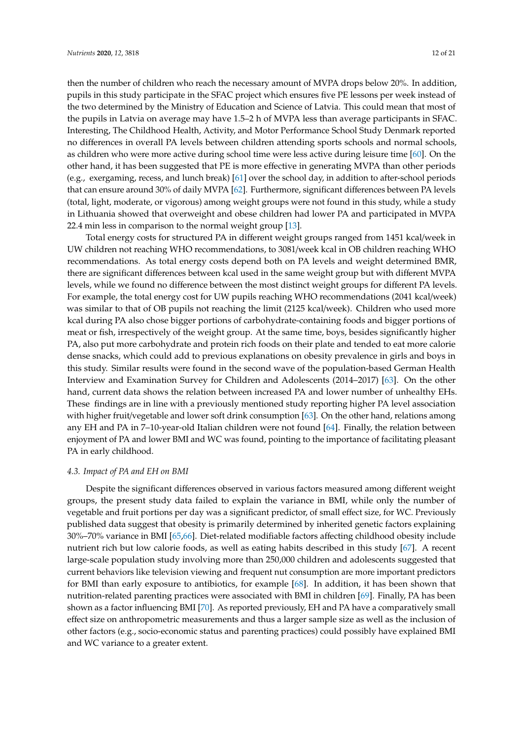then the number of children who reach the necessary amount of MVPA drops below 20%. In addition, pupils in this study participate in the SFAC project which ensures five PE lessons per week instead of the two determined by the Ministry of Education and Science of Latvia. This could mean that most of the pupils in Latvia on average may have 1.5–2 h of MVPA less than average participants in SFAC. Interesting, The Childhood Health, Activity, and Motor Performance School Study Denmark reported no differences in overall PA levels between children attending sports schools and normal schools, as children who were more active during school time were less active during leisure time [60]. On the other hand, it has been suggested that PE is more effective in generating MVPA than other periods (e.g., exergaming, recess, and lunch break) [61] over the school day, in addition to after-school periods that can ensure around 30% of daily MVPA [62]. Furthermore, significant differences between PA levels (total, light, moderate, or vigorous) among weight groups were not found in this study, while a study in Lithuania showed that overweight and obese children had lower PA and participated in MVPA 22.4 min less in comparison to the normal weight group [13].

Total energy costs for structured PA in different weight groups ranged from 1451 kcal/week in UW children not reaching WHO recommendations, to 3081/week kcal in OB children reaching WHO recommendations. As total energy costs depend both on PA levels and weight determined BMR, there are significant differences between kcal used in the same weight group but with different MVPA levels, while we found no difference between the most distinct weight groups for different PA levels. For example, the total energy cost for UW pupils reaching WHO recommendations (2041 kcal/week) was similar to that of OB pupils not reaching the limit (2125 kcal/week). Children who used more kcal during PA also chose bigger portions of carbohydrate-containing foods and bigger portions of meat or fish, irrespectively of the weight group. At the same time, boys, besides significantly higher PA, also put more carbohydrate and protein rich foods on their plate and tended to eat more calorie dense snacks, which could add to previous explanations on obesity prevalence in girls and boys in this study. Similar results were found in the second wave of the population-based German Health Interview and Examination Survey for Children and Adolescents (2014–2017) [63]. On the other hand, current data shows the relation between increased PA and lower number of unhealthy EHs. These findings are in line with a previously mentioned study reporting higher PA level association with higher fruit/vegetable and lower soft drink consumption [63]. On the other hand, relations among any EH and PA in 7–10-year-old Italian children were not found [64]. Finally, the relation between enjoyment of PA and lower BMI and WC was found, pointing to the importance of facilitating pleasant PA in early childhood.

### *4.3. Impact of PA and EH on BMI*

Despite the significant differences observed in various factors measured among different weight groups, the present study data failed to explain the variance in BMI, while only the number of vegetable and fruit portions per day was a significant predictor, of small effect size, for WC. Previously published data suggest that obesity is primarily determined by inherited genetic factors explaining 30%–70% variance in BMI [65,66]. Diet-related modifiable factors affecting childhood obesity include nutrient rich but low calorie foods, as well as eating habits described in this study [67]. A recent large-scale population study involving more than 250,000 children and adolescents suggested that current behaviors like television viewing and frequent nut consumption are more important predictors for BMI than early exposure to antibiotics, for example [68]. In addition, it has been shown that nutrition-related parenting practices were associated with BMI in children [69]. Finally, PA has been shown as a factor influencing BMI [70]. As reported previously, EH and PA have a comparatively small effect size on anthropometric measurements and thus a larger sample size as well as the inclusion of other factors (e.g., socio-economic status and parenting practices) could possibly have explained BMI and WC variance to a greater extent.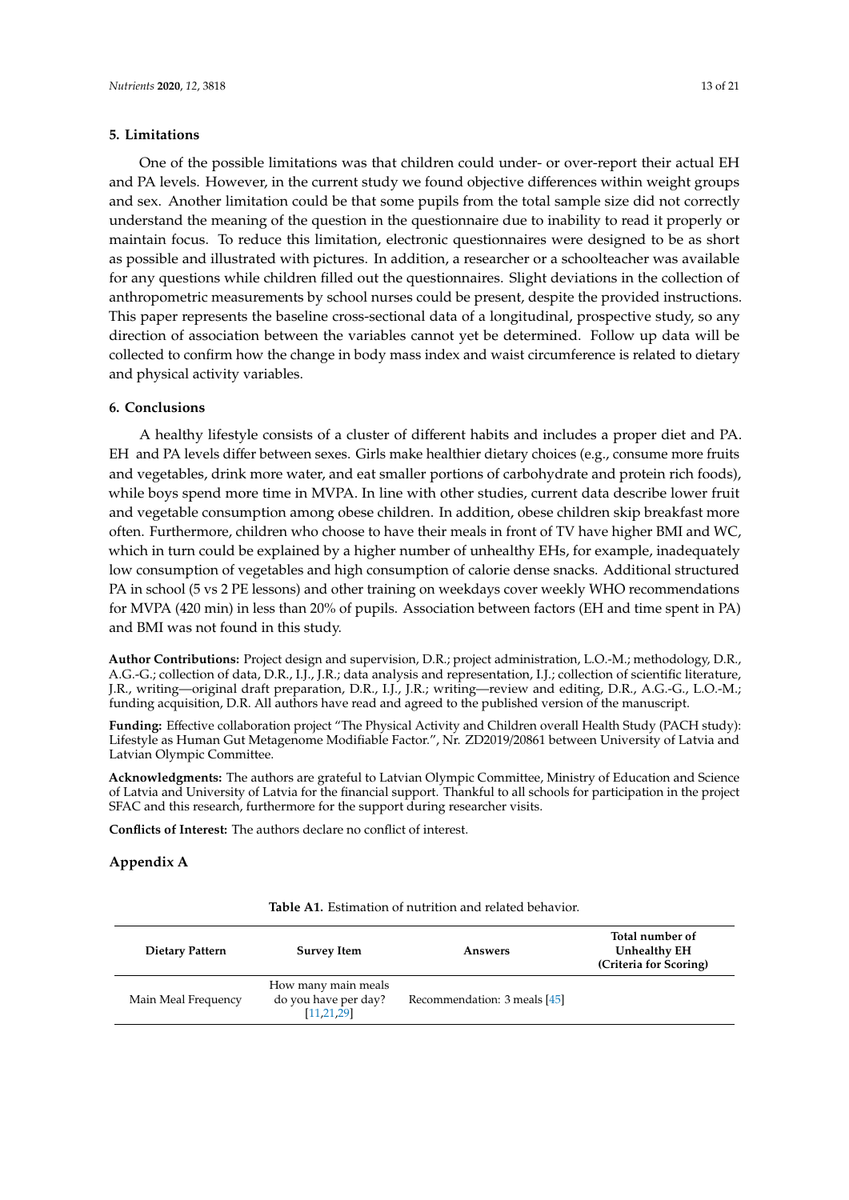## 5. Limitations

One of the possible limitations was that children could under- or over-report their actual EH and PA levels. However, in the current study we found objective differences within weight groups and sex. Another limitation could be that some pupils from the total sample size did not correctly understand the meaning of the question in the questionnaire due to inability to read it properly or maintain focus. To reduce this limitation, electronic questionnaires were designed to be as short as possible and illustrated with pictures. In addition, a researcher or a schoolteacher was available for any questions while children filled out the questionnaires. Slight deviations in the collection of anthropometric measurements by school nurses could be present, despite the provided instructions. This paper represents the baseline cross-sectional data of a longitudinal, prospective study, so any direction of association between the variables cannot yet be determined. Follow up data will be collected to confirm how the change in body mass index and waist circumference is related to dietary and physical activity variables.

## 6. Conclusions

A healthy lifestyle consists of a cluster of different habits and includes a proper diet and PA. EH and PA levels differ between sexes. Girls make healthier dietary choices (e.g., consume more fruits and vegetables, drink more water, and eat smaller portions of carbohydrate and protein rich foods), while boys spend more time in MVPA. In line with other studies, current data describe lower fruit and vegetable consumption among obese children. In addition, obese children skip breakfast more often. Furthermore, children who choose to have their meals in front of TV have higher BMI and WC, which in turn could be explained by a higher number of unhealthy EHs, for example, inadequately low consumption of vegetables and high consumption of calorie dense snacks. Additional structured PA in school (5 vs 2 PE lessons) and other training on weekdays cover weekly WHO recommendations for MVPA (420 min) in less than 20% of pupils. Association between factors (EH and time spent in PA) and BMI was not found in this study.

**Author Contributions:** Project design and supervision, D.R.; project administration, L.O.-M.; methodology, D.R., A.G.-G.; collection of data, D.R., I.J., J.R.; data analysis and representation, I.J.; collection of scientific literature, J.R., writing—original draft preparation, D.R., I.J., J.R.; writing—review and editing, D.R., A.G.-G., L.O.-M.; funding acquisition, D.R. All authors have read and agreed to the published version of the manuscript.

**Funding:** Effective collaboration project "The Physical Activity and Children overall Health Study (PACH study): Lifestyle as Human Gut Metagenome Modifiable Factor.", Nr. ZD2019/20861 between University of Latvia and Latvian Olympic Committee.

**Acknowledgments:** The authors are grateful to Latvian Olympic Committee, Ministry of Education and Science of Latvia and University of Latvia for the financial support. Thankful to all schools for participation in the project SFAC and this research, furthermore for the support during researcher visits.

**Conflicts of Interest:** The authors declare no conflict of interest.

## Appendix A

**Table A1.** Estimation of nutrition and related behavior.

| Dietary Pattern | Survey Item | Answers | Total number of Unhealthy EH (Criteria for Scoring) |
|---|---|---|---|
| Main Meal Frequency | How many main meals do you have per day? [11,21,29] | Recommendation: 3 meals [45] | |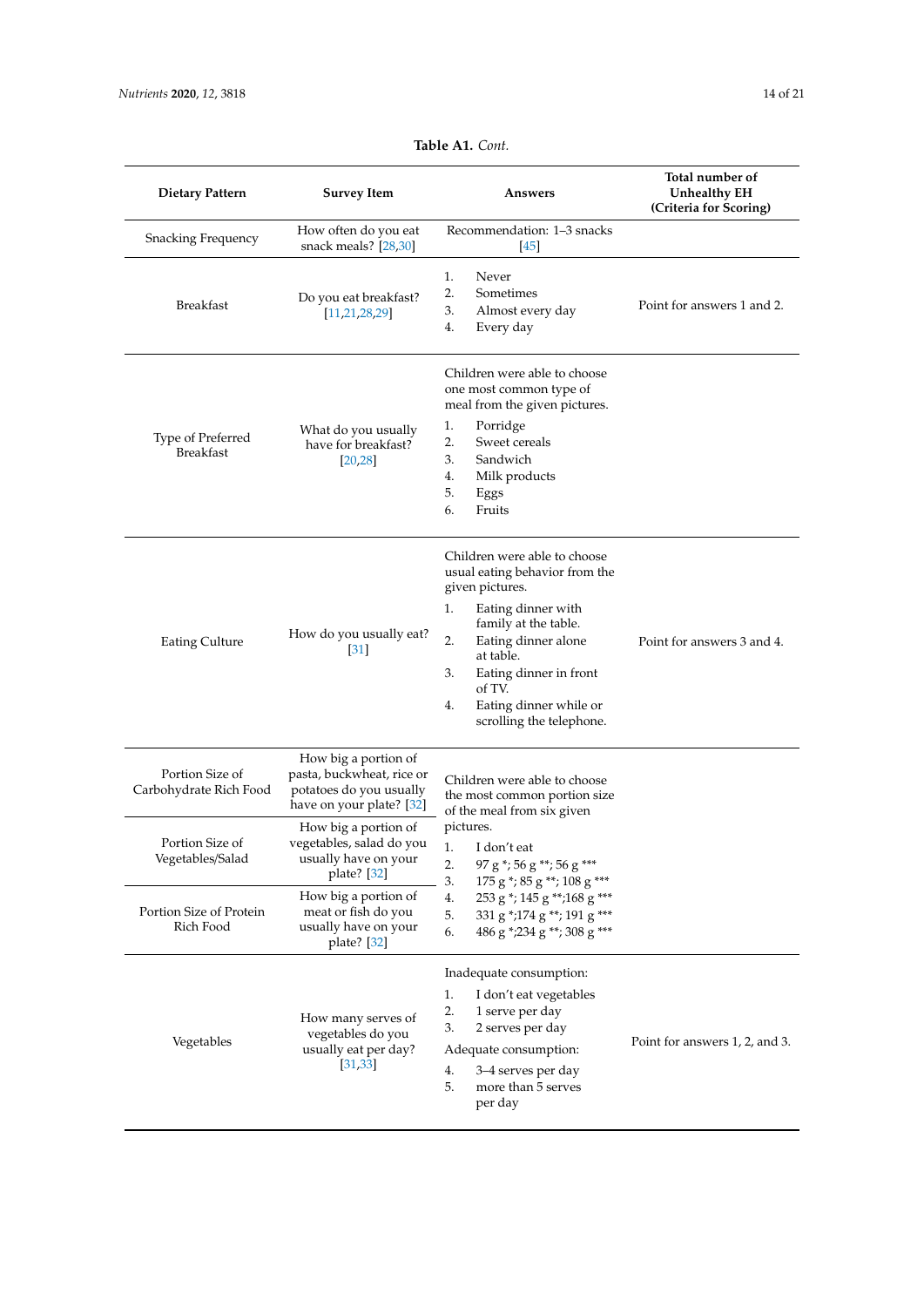**Table A1.** *Cont.*

| Dietary Pattern | Survey Item | Answers | Total number of Unhealthy EH (Criteria for Scoring) |
|---|---|---|---|
| Snacking Frequency | How often do you eat snack meals? [28,30] | Recommendation: 1–3 snacks [45] | |
| Breakfast | Do you eat breakfast? [11,21,28,29] | 1. Never<br>2. Sometimes<br>3. Almost every day<br>4. Every day | Point for answers 1 and 2. |
| Type of Preferred Breakfast | What do you usually have for breakfast? [20,28] | Children were able to choose one most common type of meal from the given pictures.<br>1. Porridge<br>2. Sweet cereals<br>3. Sandwich<br>4. Milk products<br>5. Eggs<br>6. Fruits | |
| Eating Culture | How do you usually eat? [31] | Children were able to choose usual eating behavior from the given pictures.<br>1. Eating dinner with family at the table.<br>2. Eating dinner alone at table.<br>3. Eating dinner in front of TV.<br>4. Eating dinner while or scrolling the telephone. | Point for answers 3 and 4. |
| Portion Size of Carbohydrate Rich Food | How big a portion of pasta, buckwheat, rice or potatoes do you usually have on your plate? [32] | Children were able to choose the most common portion size of the meal from six given pictures.<br>1. I don't eat<br>2. 97 g *; 56 g **; 56 g ***<br>3. 175 g *; 85 g **; 108 g ***<br>4. 253 g *; 145 g **;168 g ***<br>5. 331 g *;174 g **; 191 g ***<br>6. 486 g *;234 g **; 308 g *** | |
| Portion Size of Vegetables/Salad | How big a portion of vegetables, salad do you usually have on your plate? [32] | | |
| Portion Size of Protein Rich Food | How big a portion of meat or fish do you usually have on your plate? [32] | | |
| Vegetables | How many serves of vegetables do you usually eat per day? [31,33] | Inadequate consumption:<br>1. I don't eat vegetables<br>2. 1 serve per day<br>3. 2 serves per day<br>Adequate consumption:<br>4. 3–4 serves per day<br>5. more than 5 serves per day | Point for answers 1, 2, and 3. |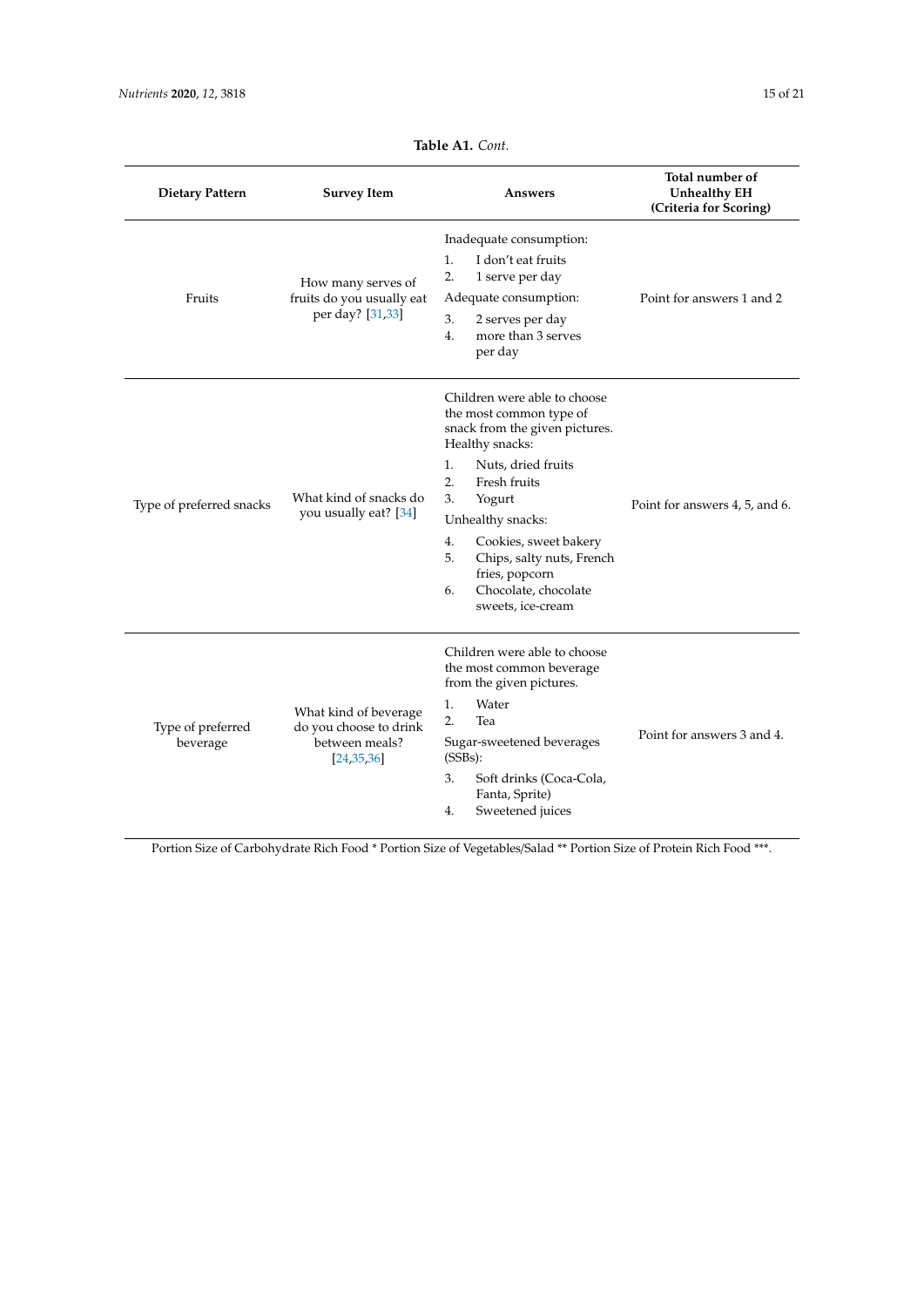**Table A1.** *Cont.*

| Dietary Pattern | Survey Item | Answers | Total number of Unhealthy EH (Criteria for Scoring) |
|---|---|---|---|
| Fruits | How many serves of fruits do you usually eat per day? [31,33] | Inadequate consumption: 1. I don't eat fruits 2. 1 serve per day Adequate consumption: 3. 2 serves per day 4. more than 3 serves per day | Point for answers 1 and 2 |
| Type of preferred snacks | What kind of snacks do you usually eat? [34] | Children were able to choose the most common type of snack from the given pictures. Healthy snacks: 1. Nuts, dried fruits 2. Fresh fruits 3. Yogurt Unhealthy snacks: 4. Cookies, sweet bakery 5. Chips, salty nuts, French fries, popcorn 6. Chocolate, chocolate sweets, ice-cream | Point for answers 4, 5, and 6. |
| Type of preferred beverage | What kind of beverage do you choose to drink between meals? [24,35,36] | Children were able to choose the most common beverage from the given pictures. 1. Water 2. Tea Sugar-sweetened beverages (SSBs): 3. Soft drinks (Coca-Cola, Fanta, Sprite) 4. Sweetened juices | Point for answers 3 and 4. |

Portion Size of Carbohydrate Rich Food * Portion Size of Vegetables/Salad ** Portion Size of Protein Rich Food ***.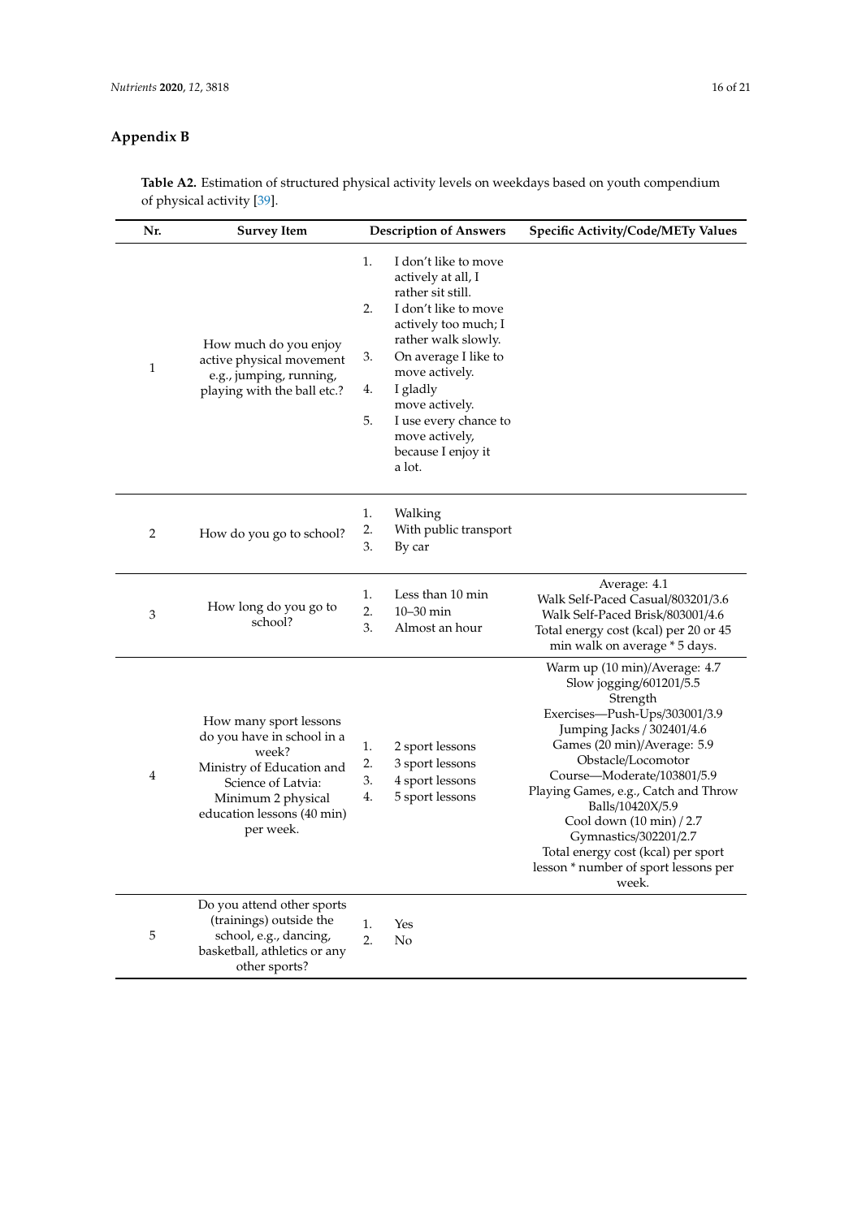## Appendix B

**Table A2.** Estimation of structured physical activity levels on weekdays based on youth compendium of physical activity [39].

| Nr. | Survey Item | Description of Answers | Specific Activity/Code/METy Values |
|---|---|---|---|
| 1 | How much do you enjoy active physical movement e.g., jumping, running, playing with the ball etc.? | 1. I don't like to move actively at all, I rather sit still.<br>2. I don't like to move actively too much; I rather walk slowly.<br>3. On average I like to move actively.<br>4. I gladly move actively.<br>5. I use every chance to move actively, because I enjoy it a lot. | |
| 2 | How do you go to school? | 1. Walking<br>2. With public transport<br>3. By car | |
| 3 | How long do you go to school? | 1. Less than 10 min<br>2. 10–30 min<br>3. Almost an hour | Average: 4.1<br>Walk Self-Paced Casual/803201/3.6<br>Walk Self-Paced Brisk/803001/4.6<br>Total energy cost (kcal) per 20 or 45 min walk on average * 5 days. |
| 4 | How many sport lessons do you have in school in a week?<br>Ministry of Education and Science of Latvia: Minimum 2 physical education lessons (40 min) per week. | 1. 2 sport lessons<br>2. 3 sport lessons<br>3. 4 sport lessons<br>4. 5 sport lessons | Warm up (10 min)/Average: 4.7<br>Slow jogging/601201/5.5<br>Strength Exercises—Push-Ups/303001/3.9<br>Jumping Jacks / 302401/4.6<br>Games (20 min)/Average: 5.9<br>Obstacle/Locomotor Course—Moderate/103801/5.9<br>Playing Games, e.g., Catch and Throw Balls/10420X/5.9<br>Cool down (10 min) / 2.7<br>Gymnastics/302201/2.7<br>Total energy cost (kcal) per sport lesson * number of sport lessons per week. |
| 5 | Do you attend other sports (trainings) outside the school, e.g., dancing, basketball, athletics or any other sports? | 1. Yes<br>2. No | |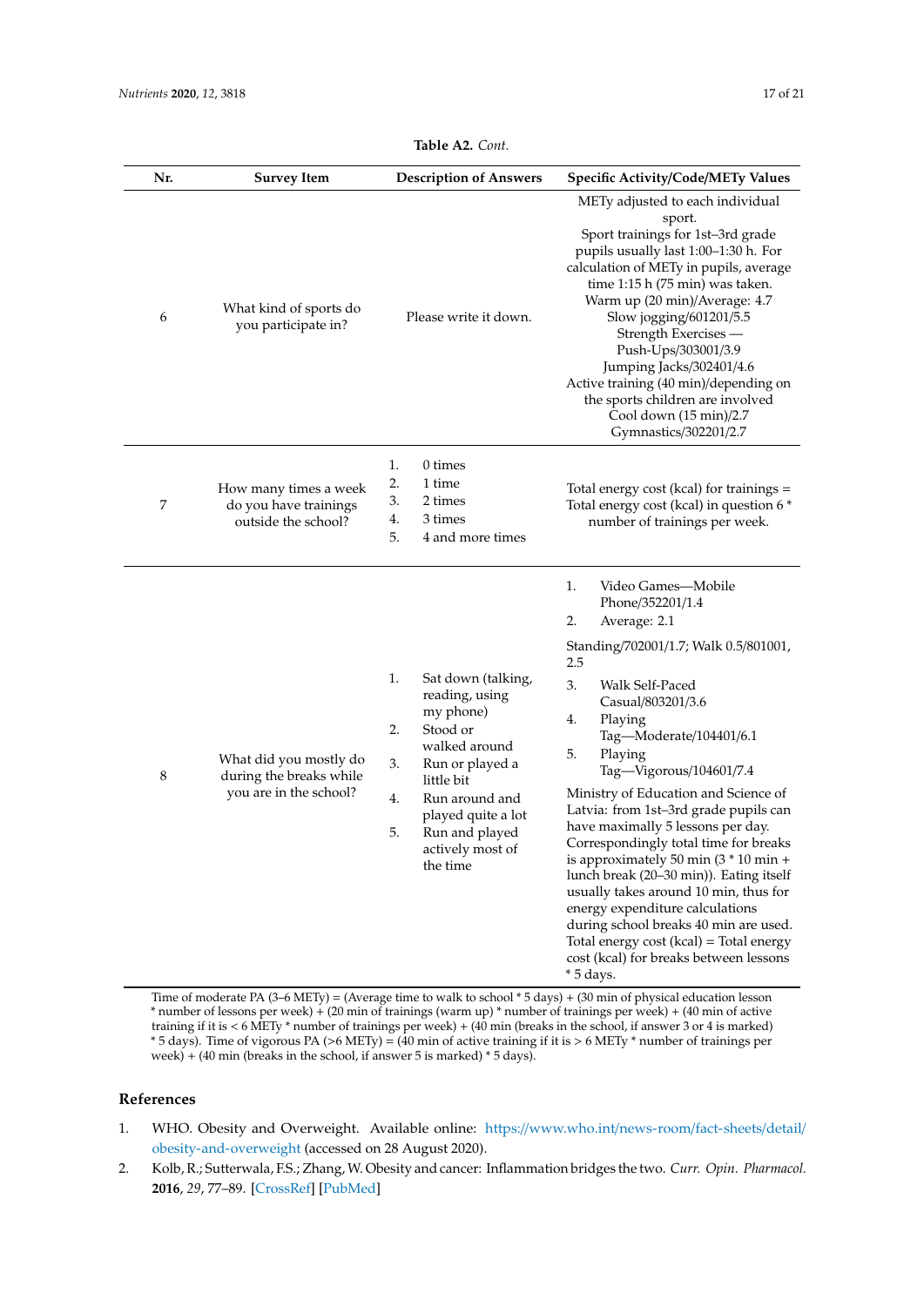**Table A2.** *Cont.*

| Nr. | Survey Item | Description of Answers | Specific Activity/Code/METy Values |
|---|---|---|---|
| 6 | What kind of sports do you participate in? | Please write it down. | METy adjusted to each individual sport. Sport trainings for 1st–3rd grade pupils usually last 1:00–1:30 h. For calculation of METy in pupils, average time 1:15 h (75 min) was taken. Warm up (20 min)/Average: 4.7 Slow jogging/601201/5.5 Strength Exercises — Push-Ups/303001/3.9 Jumping Jacks/302401/4.6 Active training (40 min)/depending on the sports children are involved Cool down (15 min)/2.7 Gymnastics/302201/2.7 |
| 7 | How many times a week do you have trainings outside the school? | 1. 0 times<br>2. 1 time<br>3. 2 times<br>4. 3 times<br>5. 4 and more times | Total energy cost (kcal) for trainings = Total energy cost (kcal) in question 6 * number of trainings per week. |
| 8 | What did you mostly do during the breaks while you are in the school? | 1. Sat down (talking, reading, using my phone)<br>2. Stood or walked around<br>3. Run or played a little bit<br>4. Run around and played quite a lot<br>5. Run and played actively most of the time | 1. Video Games—Mobile Phone/352201/1.4<br>2. Average: 2.1<br>Standing/702001/1.7; Walk 0.5/801001, 2.5<br>3. Walk Self-Paced Casual/803201/3.6<br>4. Playing Tag—Moderate/104401/6.1<br>5. Playing Tag—Vigorous/104601/7.4<br>Ministry of Education and Science of Latvia: from 1st–3rd grade pupils can have maximally 5 lessons per day. Correspondingly total time for breaks is approximately 50 min (3 * 10 min + lunch break (20–30 min)). Eating itself usually takes around 10 min, thus for energy expenditure calculations during school breaks 40 min are used. Total energy cost (kcal) = Total energy cost (kcal) for breaks between lessons * 5 days. |

Time of moderate PA (3–6 METy) = (Average time to walk to school * 5 days) + (30 min of physical education lesson * number of lessons per week) + (20 min of trainings (warm up) * number of trainings per week) + (40 min of active training if it is < 6 METy * number of trainings per week) + (40 min (breaks in the school, if answer 3 or 4 is marked) * 5 days). Time of vigorous PA (>6 METy) = (40 min of active training if it is > 6 METy * number of trainings per week) + (40 min (breaks in the school, if answer 5 is marked) * 5 days).

## References

1. WHO. Obesity and Overweight. Available online: https://www.who.int/news-room/fact-sheets/detail/obesity-and-overweight (accessed on 28 August 2020).
2. Kolb, R.; Sutterwala, F.S.; Zhang, W. Obesity and cancer: Inflammation bridges the two. *Curr. Opin. Pharmacol.* **2016**, *29*, 77–89. [CrossRef] [PubMed]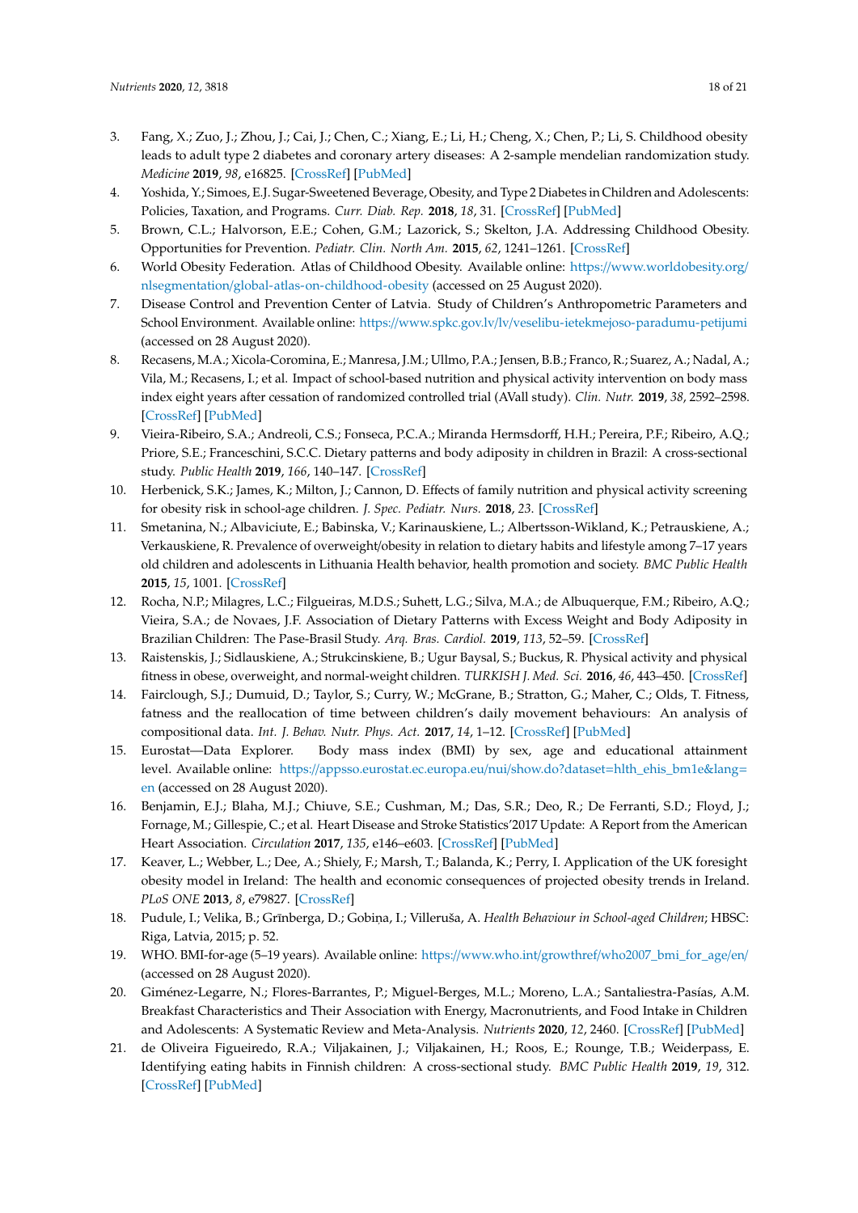3. Fang, X.; Zuo, J.; Zhou, J.; Cai, J.; Chen, C.; Xiang, E.; Li, H.; Cheng, X.; Chen, P.; Li, S. Childhood obesity leads to adult type 2 diabetes and coronary artery diseases: A 2-sample mendelian randomization study. *Medicine* **2019**, *98*, e16825. [CrossRef] [PubMed]
4. Yoshida, Y.; Simoes, E.J. Sugar-Sweetened Beverage, Obesity, and Type 2 Diabetes in Children and Adolescents: Policies, Taxation, and Programs. *Curr. Diab. Rep.* **2018**, *18*, 31. [CrossRef] [PubMed]
5. Brown, C.L.; Halvorson, E.E.; Cohen, G.M.; Lazorick, S.; Skelton, J.A. Addressing Childhood Obesity. Opportunities for Prevention. *Pediatr. Clin. North Am.* **2015**, *62*, 1241–1261. [CrossRef]
6. World Obesity Federation. Atlas of Childhood Obesity. Available online: https://www.worldobesity.org/nlsegmentation/global-atlas-on-childhood-obesity (accessed on 25 August 2020).
7. Disease Control and Prevention Center of Latvia. Study of Children's Anthropometric Parameters and School Environment. Available online: https://www.spkc.gov.lv/lv/veselibu-ietekmejoso-paradumu-petijumi (accessed on 28 August 2020).
8. Recasens, M.A.; Xicola-Coromina, E.; Manresa, J.M.; Ullmo, P.A.; Jensen, B.B.; Franco, R.; Suarez, A.; Nadal, A.; Vila, M.; Recasens, I.; et al. Impact of school-based nutrition and physical activity intervention on body mass index eight years after cessation of randomized controlled trial (AVall study). *Clin. Nutr.* **2019**, *38*, 2592–2598. [CrossRef] [PubMed]
9. Vieira-Ribeiro, S.A.; Andreoli, C.S.; Fonseca, P.C.A.; Miranda Hermsdorff, H.H.; Pereira, P.F.; Ribeiro, A.Q.; Priore, S.E.; Franceschini, S.C.C. Dietary patterns and body adiposity in children in Brazil: A cross-sectional study. *Public Health* **2019**, *166*, 140–147. [CrossRef]
10. Herbenick, S.K.; James, K.; Milton, J.; Cannon, D. Effects of family nutrition and physical activity screening for obesity risk in school-age children. *J. Spec. Pediatr. Nurs.* **2018**, *23*. [CrossRef]
11. Smetanina, N.; Albaviciute, E.; Babinska, V.; Karinauskiene, L.; Albertsson-Wikland, K.; Petrauskiene, A.; Verkauskiene, R. Prevalence of overweight/obesity in relation to dietary habits and lifestyle among 7–17 years old children and adolescents in Lithuania Health behavior, health promotion and society. *BMC Public Health* **2015**, *15*, 1001. [CrossRef]
12. Rocha, N.P.; Milagres, L.C.; Filgueiras, M.D.S.; Suhett, L.G.; Silva, M.A.; de Albuquerque, F.M.; Ribeiro, A.Q.; Vieira, S.A.; de Novaes, J.F. Association of Dietary Patterns with Excess Weight and Body Adiposity in Brazilian Children: The Pase-Brasil Study. *Arq. Bras. Cardiol.* **2019**, *113*, 52–59. [CrossRef]
13. Raistenskis, J.; Sidlauskiene, A.; Strukcinskiene, B.; Ugur Baysal, S.; Buckus, R. Physical activity and physical fitness in obese, overweight, and normal-weight children. *TURKISH J. Med. Sci.* **2016**, *46*, 443–450. [CrossRef]
14. Fairclough, S.J.; Dumuid, D.; Taylor, S.; Curry, W.; McGrane, B.; Stratton, G.; Maher, C.; Olds, T. Fitness, fatness and the reallocation of time between children's daily movement behaviours: An analysis of compositional data. *Int. J. Behav. Nutr. Phys. Act.* **2017**, *14*, 1–12. [CrossRef] [PubMed]
15. Eurostat—Data Explorer. Body mass index (BMI) by sex, age and educational attainment level. Available online: https://appsso.eurostat.ec.europa.eu/nui/show.do?dataset=hlth_ehis_bm1e&lang=en (accessed on 28 August 2020).
16. Benjamin, E.J.; Blaha, M.J.; Chiuve, S.E.; Cushman, M.; Das, S.R.; Deo, R.; De Ferranti, S.D.; Floyd, J.; Fornage, M.; Gillespie, C.; et al. Heart Disease and Stroke Statistics'2017 Update: A Report from the American Heart Association. *Circulation* **2017**, *135*, e146–e603. [CrossRef] [PubMed]
17. Keaver, L.; Webber, L.; Dee, A.; Shiely, F.; Marsh, T.; Balanda, K.; Perry, I. Application of the UK foresight obesity model in Ireland: The health and economic consequences of projected obesity trends in Ireland. *PLoS ONE* **2013**, *8*, e79827. [CrossRef]
18. Pudule, I.; Velika, B.; Grīnberga, D.; Gobiņa, I.; Villeruša, A. *Health Behaviour in School-aged Children*; HBSC: Riga, Latvia, 2015; p. 52.
19. WHO. BMI-for-age (5–19 years). Available online: https://www.who.int/growthref/who2007_bmi_for_age/en/ (accessed on 28 August 2020).
20. Giménez-Legarre, N.; Flores-Barrantes, P.; Miguel-Berges, M.L.; Moreno, L.A.; Santaliestra-Pasías, A.M. Breakfast Characteristics and Their Association with Energy, Macronutrients, and Food Intake in Children and Adolescents: A Systematic Review and Meta-Analysis. *Nutrients* **2020**, *12*, 2460. [CrossRef] [PubMed]
21. de Oliveira Figueiredo, R.A.; Viljakainen, J.; Viljakainen, H.; Roos, E.; Rounge, T.B.; Weiderpass, E. Identifying eating habits in Finnish children: A cross-sectional study. *BMC Public Health* **2019**, *19*, 312. [CrossRef] [PubMed]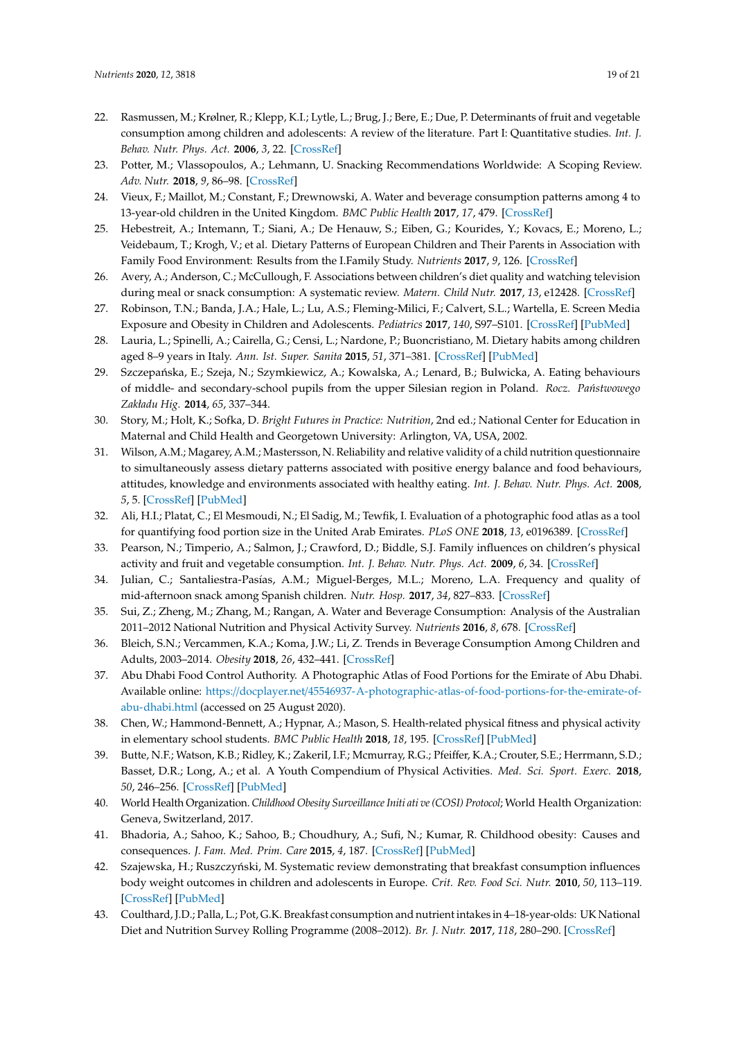22. Rasmussen, M.; Krølner, R.; Klepp, K.I.; Lytle, L.; Brug, J.; Bere, E.; Due, P. Determinants of fruit and vegetable consumption among children and adolescents: A review of the literature. Part I: Quantitative studies. *Int. J. Behav. Nutr. Phys. Act.* **2006**, *3*, 22. [CrossRef]
23. Potter, M.; Vlassopoulos, A.; Lehmann, U. Snacking Recommendations Worldwide: A Scoping Review. *Adv. Nutr.* **2018**, *9*, 86–98. [CrossRef]
24. Vieux, F.; Maillot, M.; Constant, F.; Drewnowski, A. Water and beverage consumption patterns among 4 to 13-year-old children in the United Kingdom. *BMC Public Health* **2017**, *17*, 479. [CrossRef]
25. Hebestreit, A.; Intemann, T.; Siani, A.; De Henauw, S.; Eiben, G.; Kourides, Y.; Kovacs, E.; Moreno, L.; Veidebaum, T.; Krogh, V.; et al. Dietary Patterns of European Children and Their Parents in Association with Family Food Environment: Results from the I.Family Study. *Nutrients* **2017**, *9*, 126. [CrossRef]
26. Avery, A.; Anderson, C.; McCullough, F. Associations between children's diet quality and watching television during meal or snack consumption: A systematic review. *Matern. Child Nutr.* **2017**, *13*, e12428. [CrossRef]
27. Robinson, T.N.; Banda, J.A.; Hale, L.; Lu, A.S.; Fleming-Milici, F.; Calvert, S.L.; Wartella, E. Screen Media Exposure and Obesity in Children and Adolescents. *Pediatrics* **2017**, *140*, S97–S101. [CrossRef] [PubMed]
28. Lauria, L.; Spinelli, A.; Cairella, G.; Censi, L.; Nardone, P.; Buoncristiano, M. Dietary habits among children aged 8–9 years in Italy. *Ann. Ist. Super. Sanita* **2015**, *51*, 371–381. [CrossRef] [PubMed]
29. Szczepańska, E.; Szeja, N.; Szymkiewicz, A.; Kowalska, A.; Lenard, B.; Bulwicka, A. Eating behaviours of middle- and secondary-school pupils from the upper Silesian region in Poland. *Rocz. Państwowego Zakładu Hig.* **2014**, *65*, 337–344.
30. Story, M.; Holt, K.; Sofka, D. *Bright Futures in Practice: Nutrition*, 2nd ed.; National Center for Education in Maternal and Child Health and Georgetown University: Arlington, VA, USA, 2002.
31. Wilson, A.M.; Magarey, A.M.; Mastersson, N. Reliability and relative validity of a child nutrition questionnaire to simultaneously assess dietary patterns associated with positive energy balance and food behaviours, attitudes, knowledge and environments associated with healthy eating. *Int. J. Behav. Nutr. Phys. Act.* **2008**, *5*, 5. [CrossRef] [PubMed]
32. Ali, H.I.; Platat, C.; El Mesmoudi, N.; El Sadig, M.; Tewfik, I. Evaluation of a photographic food atlas as a tool for quantifying food portion size in the United Arab Emirates. *PLoS ONE* **2018**, *13*, e0196389. [CrossRef]
33. Pearson, N.; Timperio, A.; Salmon, J.; Crawford, D.; Biddle, S.J. Family influences on children's physical activity and fruit and vegetable consumption. *Int. J. Behav. Nutr. Phys. Act.* **2009**, *6*, 34. [CrossRef]
34. Julian, C.; Santaliestra-Pasías, A.M.; Miguel-Berges, M.L.; Moreno, L.A. Frequency and quality of mid-afternoon snack among Spanish children. *Nutr. Hosp.* **2017**, *34*, 827–833. [CrossRef]
35. Sui, Z.; Zheng, M.; Zhang, M.; Rangan, A. Water and Beverage Consumption: Analysis of the Australian 2011–2012 National Nutrition and Physical Activity Survey. *Nutrients* **2016**, *8*, 678. [CrossRef]
36. Bleich, S.N.; Vercammen, K.A.; Koma, J.W.; Li, Z. Trends in Beverage Consumption Among Children and Adults, 2003–2014. *Obesity* **2018**, *26*, 432–441. [CrossRef]
37. Abu Dhabi Food Control Authority. A Photographic Atlas of Food Portions for the Emirate of Abu Dhabi. Available online: https://docplayer.net/45546937-A-photographic-atlas-of-food-portions-for-the-emirate-of-abu-dhabi.html (accessed on 25 August 2020).
38. Chen, W.; Hammond-Bennett, A.; Hypnar, A.; Mason, S. Health-related physical fitness and physical activity in elementary school students. *BMC Public Health* **2018**, *18*, 195. [CrossRef] [PubMed]
39. Butte, N.F.; Watson, K.B.; Ridley, K.; ZakeriI, I.F.; Mcmurray, R.G.; Pfeiffer, K.A.; Crouter, S.E.; Herrmann, S.D.; Basset, D.R.; Long, A.; et al. A Youth Compendium of Physical Activities. *Med. Sci. Sport. Exerc.* **2018**, *50*, 246–256. [CrossRef] [PubMed]
40. World Health Organization. *Childhood Obesity Surveillance Initi ati ve (COSI) Protocol*; World Health Organization: Geneva, Switzerland, 2017.
41. Bhadoria, A.; Sahoo, K.; Sahoo, B.; Choudhury, A.; Sufi, N.; Kumar, R. Childhood obesity: Causes and consequences. *J. Fam. Med. Prim. Care* **2015**, *4*, 187. [CrossRef] [PubMed]
42. Szajewska, H.; Ruszczyński, M. Systematic review demonstrating that breakfast consumption influences body weight outcomes in children and adolescents in Europe. *Crit. Rev. Food Sci. Nutr.* **2010**, *50*, 113–119. [CrossRef] [PubMed]
43. Coulthard, J.D.; Palla, L.; Pot, G.K. Breakfast consumption and nutrient intakes in 4–18-year-olds: UK National Diet and Nutrition Survey Rolling Programme (2008–2012). *Br. J. Nutr.* **2017**, *118*, 280–290. [CrossRef]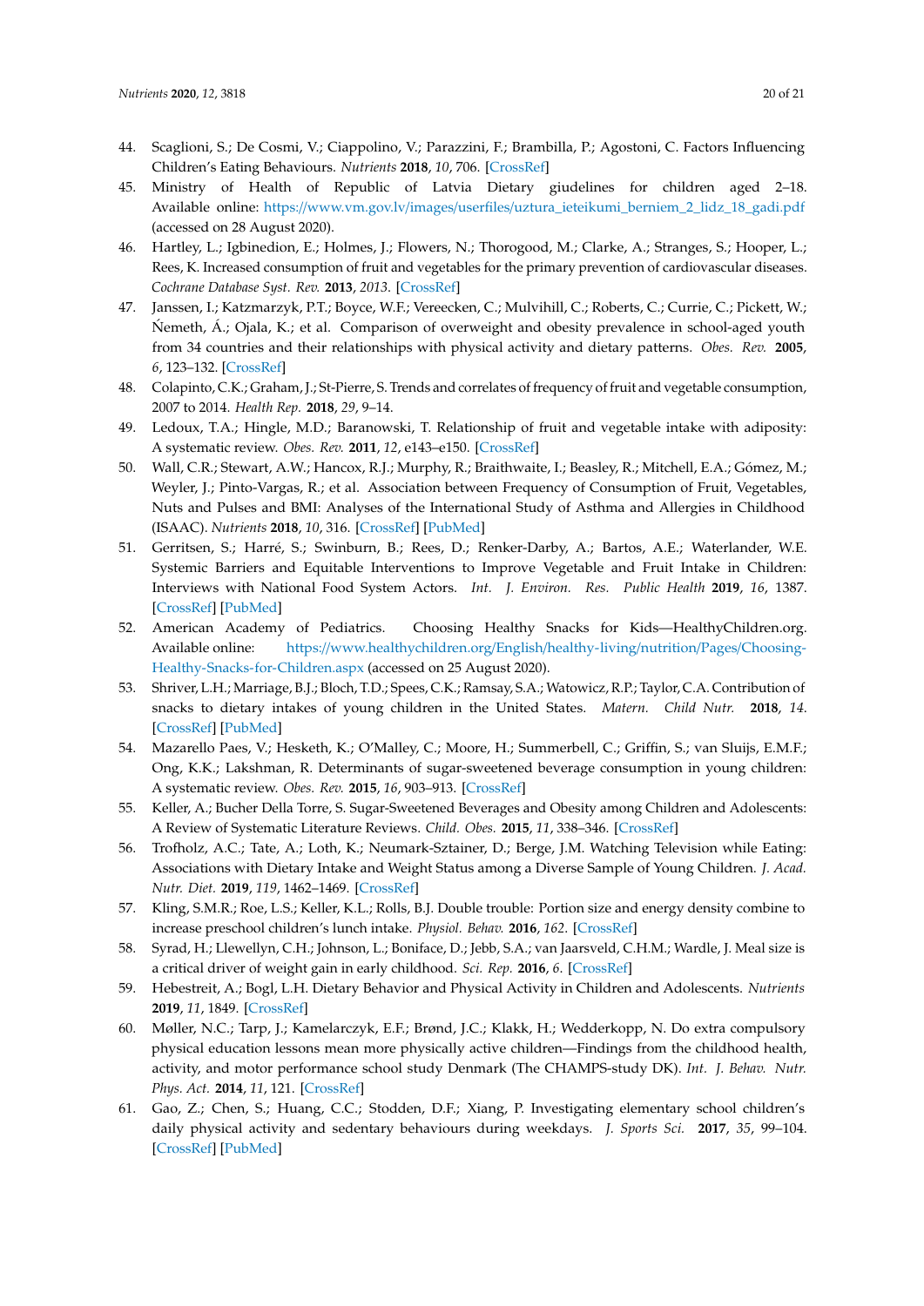44. Scaglioni, S.; De Cosmi, V.; Ciappolino, V.; Parazzini, F.; Brambilla, P.; Agostoni, C. Factors Influencing Children's Eating Behaviours. *Nutrients* **2018**, *10*, 706. [CrossRef]
45. Ministry of Health of Republic of Latvia Dietary giudelines for children aged 2–18. Available online: https://www.vm.gov.lv/images/userfiles/uztura_ieteikumi_berniem_2_lidz_18_gadi.pdf (accessed on 28 August 2020).
46. Hartley, L.; Igbinedion, E.; Holmes, J.; Flowers, N.; Thorogood, M.; Clarke, A.; Stranges, S.; Hooper, L.; Rees, K. Increased consumption of fruit and vegetables for the primary prevention of cardiovascular diseases. *Cochrane Database Syst. Rev.* **2013**, *2013*. [CrossRef]
47. Janssen, I.; Katzmarzyk, P.T.; Boyce, W.F.; Vereecken, C.; Mulvihill, C.; Roberts, C.; Currie, C.; Pickett, W.; Ńemeth, Á.; Ojala, K.; et al. Comparison of overweight and obesity prevalence in school-aged youth from 34 countries and their relationships with physical activity and dietary patterns. *Obes. Rev.* **2005**, *6*, 123–132. [CrossRef]
48. Colapinto, C.K.; Graham, J.; St-Pierre, S. Trends and correlates of frequency of fruit and vegetable consumption, 2007 to 2014. *Health Rep.* **2018**, *29*, 9–14.
49. Ledoux, T.A.; Hingle, M.D.; Baranowski, T. Relationship of fruit and vegetable intake with adiposity: A systematic review. *Obes. Rev.* **2011**, *12*, e143–e150. [CrossRef]
50. Wall, C.R.; Stewart, A.W.; Hancox, R.J.; Murphy, R.; Braithwaite, I.; Beasley, R.; Mitchell, E.A.; Gómez, M.; Weyler, J.; Pinto-Vargas, R.; et al. Association between Frequency of Consumption of Fruit, Vegetables, Nuts and Pulses and BMI: Analyses of the International Study of Asthma and Allergies in Childhood (ISAAC). *Nutrients* **2018**, *10*, 316. [CrossRef] [PubMed]
51. Gerritsen, S.; Harré, S.; Swinburn, B.; Rees, D.; Renker-Darby, A.; Bartos, A.E.; Waterlander, W.E. Systemic Barriers and Equitable Interventions to Improve Vegetable and Fruit Intake in Children: Interviews with National Food System Actors. *Int. J. Environ. Res. Public Health* **2019**, *16*, 1387. [CrossRef] [PubMed]
52. American Academy of Pediatrics. Choosing Healthy Snacks for Kids—HealthyChildren.org. Available online: https://www.healthychildren.org/English/healthy-living/nutrition/Pages/Choosing-Healthy-Snacks-for-Children.aspx (accessed on 25 August 2020).
53. Shriver, L.H.; Marriage, B.J.; Bloch, T.D.; Spees, C.K.; Ramsay, S.A.; Watowicz, R.P.; Taylor, C.A. Contribution of snacks to dietary intakes of young children in the United States. *Matern. Child Nutr.* **2018**, *14*. [CrossRef] [PubMed]
54. Mazarello Paes, V.; Hesketh, K.; O'Malley, C.; Moore, H.; Summerbell, C.; Griffin, S.; van Sluijs, E.M.F.; Ong, K.K.; Lakshman, R. Determinants of sugar-sweetened beverage consumption in young children: A systematic review. *Obes. Rev.* **2015**, *16*, 903–913. [CrossRef]
55. Keller, A.; Bucher Della Torre, S. Sugar-Sweetened Beverages and Obesity among Children and Adolescents: A Review of Systematic Literature Reviews. *Child. Obes.* **2015**, *11*, 338–346. [CrossRef]
56. Trofholz, A.C.; Tate, A.; Loth, K.; Neumark-Sztainer, D.; Berge, J.M. Watching Television while Eating: Associations with Dietary Intake and Weight Status among a Diverse Sample of Young Children. *J. Acad. Nutr. Diet.* **2019**, *119*, 1462–1469. [CrossRef]
57. Kling, S.M.R.; Roe, L.S.; Keller, K.L.; Rolls, B.J. Double trouble: Portion size and energy density combine to increase preschool children's lunch intake. *Physiol. Behav.* **2016**, *162*. [CrossRef]
58. Syrad, H.; Llewellyn, C.H.; Johnson, L.; Boniface, D.; Jebb, S.A.; van Jaarsveld, C.H.M.; Wardle, J. Meal size is a critical driver of weight gain in early childhood. *Sci. Rep.* **2016**, *6*. [CrossRef]
59. Hebestreit, A.; Bogl, L.H. Dietary Behavior and Physical Activity in Children and Adolescents. *Nutrients* **2019**, *11*, 1849. [CrossRef]
60. Møller, N.C.; Tarp, J.; Kamelarczyk, E.F.; Brønd, J.C.; Klakk, H.; Wedderkopp, N. Do extra compulsory physical education lessons mean more physically active children—Findings from the childhood health, activity, and motor performance school study Denmark (The CHAMPS-study DK). *Int. J. Behav. Nutr. Phys. Act.* **2014**, *11*, 121. [CrossRef]
61. Gao, Z.; Chen, S.; Huang, C.C.; Stodden, D.F.; Xiang, P. Investigating elementary school children's daily physical activity and sedentary behaviours during weekdays. *J. Sports Sci.* **2017**, *35*, 99–104. [CrossRef] [PubMed]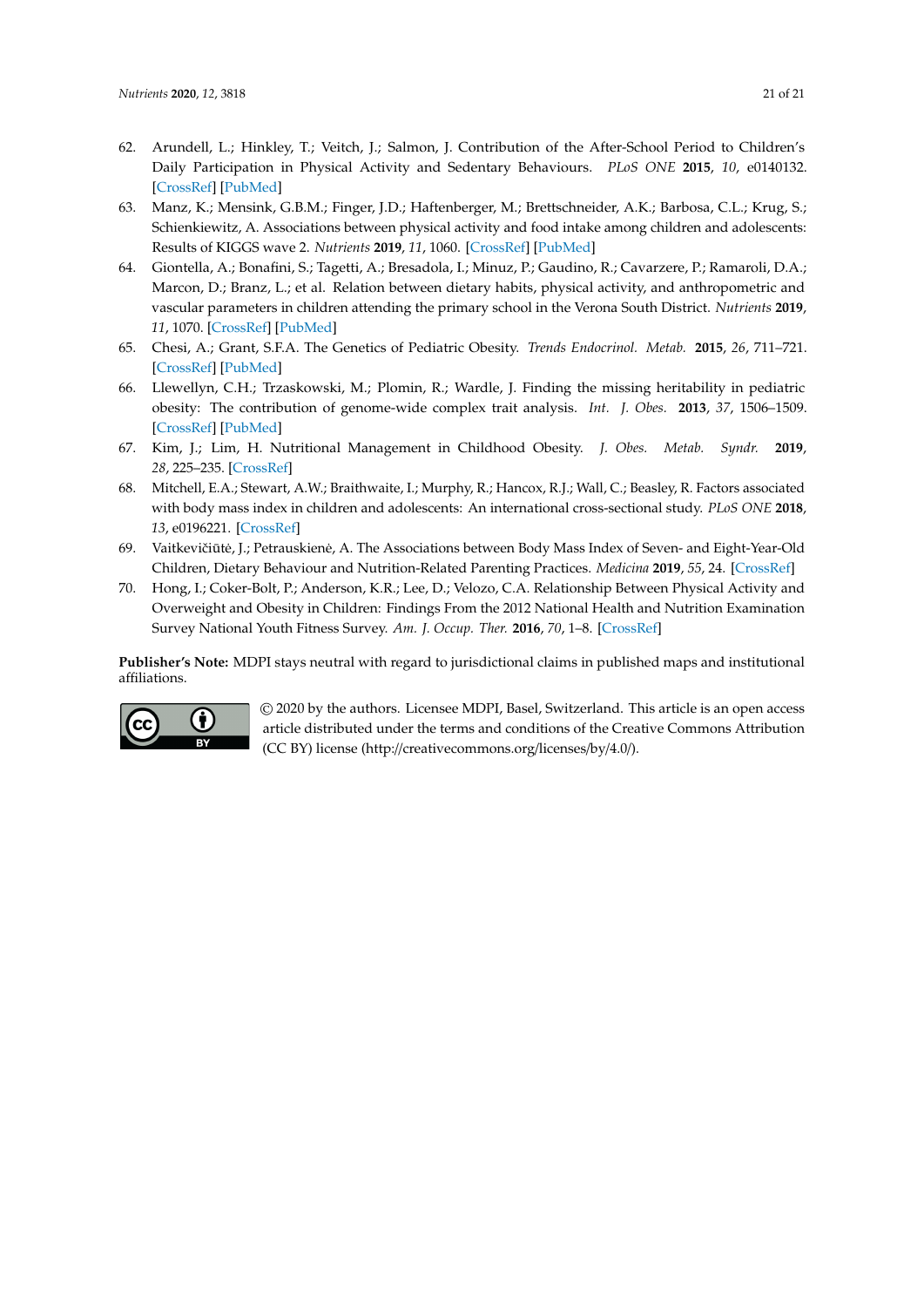62. Arundell, L.; Hinkley, T.; Veitch, J.; Salmon, J. Contribution of the After-School Period to Children's Daily Participation in Physical Activity and Sedentary Behaviours. *PLoS ONE* **2015**, *10*, e0140132. [CrossRef] [PubMed]
63. Manz, K.; Mensink, G.B.M.; Finger, J.D.; Haftenberger, M.; Brettschneider, A.K.; Barbosa, C.L.; Krug, S.; Schienkiewitz, A. Associations between physical activity and food intake among children and adolescents: Results of KIGGS wave 2. *Nutrients* **2019**, *11*, 1060. [CrossRef] [PubMed]
64. Giontella, A.; Bonafini, S.; Tagetti, A.; Bresadola, I.; Minuz, P.; Gaudino, R.; Cavarzere, P.; Ramaroli, D.A.; Marcon, D.; Branz, L.; et al. Relation between dietary habits, physical activity, and anthropometric and vascular parameters in children attending the primary school in the Verona South District. *Nutrients* **2019**, *11*, 1070. [CrossRef] [PubMed]
65. Chesi, A.; Grant, S.F.A. The Genetics of Pediatric Obesity. *Trends Endocrinol. Metab.* **2015**, *26*, 711–721. [CrossRef] [PubMed]
66. Llewellyn, C.H.; Trzaskowski, M.; Plomin, R.; Wardle, J. Finding the missing heritability in pediatric obesity: The contribution of genome-wide complex trait analysis. *Int. J. Obes.* **2013**, *37*, 1506–1509. [CrossRef] [PubMed]
67. Kim, J.; Lim, H. Nutritional Management in Childhood Obesity. *J. Obes. Metab. Syndr.* **2019**, *28*, 225–235. [CrossRef]
68. Mitchell, E.A.; Stewart, A.W.; Braithwaite, I.; Murphy, R.; Hancox, R.J.; Wall, C.; Beasley, R. Factors associated with body mass index in children and adolescents: An international cross-sectional study. *PLoS ONE* **2018**, *13*, e0196221. [CrossRef]
69. Vaitkevičiūtė, J.; Petrauskienė, A. The Associations between Body Mass Index of Seven- and Eight-Year-Old Children, Dietary Behaviour and Nutrition-Related Parenting Practices. *Medicina* **2019**, *55*, 24. [CrossRef]
70. Hong, I.; Coker-Bolt, P.; Anderson, K.R.; Lee, D.; Velozo, C.A. Relationship Between Physical Activity and Overweight and Obesity in Children: Findings From the 2012 National Health and Nutrition Examination Survey National Youth Fitness Survey. *Am. J. Occup. Ther.* **2016**, *70*, 1–8. [CrossRef]

**Publisher's Note:** MDPI stays neutral with regard to jurisdictional claims in published maps and institutional affiliations.

© 2020 by the authors. Licensee MDPI, Basel, Switzerland. This article is an open access article distributed under the terms and conditions of the Creative Commons Attribution (CC BY) license (http://creativecommons.org/licenses/by/4.0/).